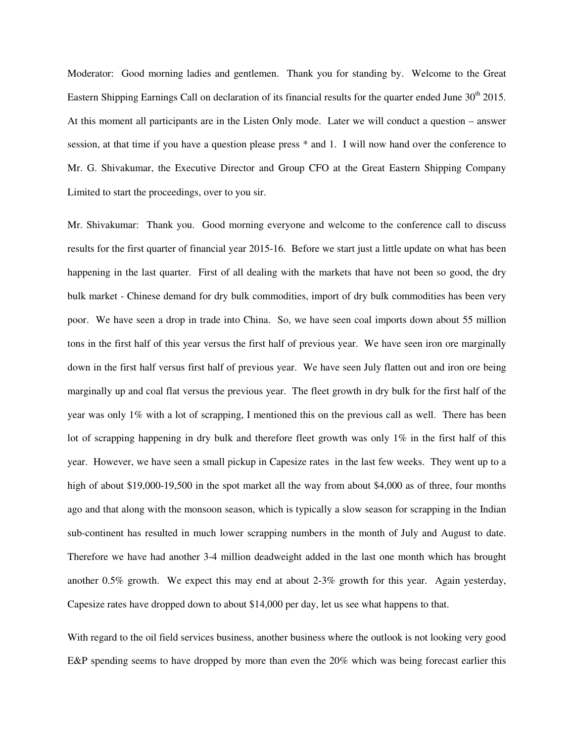Moderator: Good morning ladies and gentlemen. Thank you for standing by. Welcome to the Great Eastern Shipping Earnings Call on declaration of its financial results for the quarter ended June 30th 2015. At this moment all participants are in the Listen Only mode. Later we will conduct a question – answer session, at that time if you have a question please press * and 1. I will now hand over the conference to Mr. G. Shivakumar, the Executive Director and Group CFO at the Great Eastern Shipping Company Limited to start the proceedings, over to you sir.

Mr. Shivakumar: Thank you. Good morning everyone and welcome to the conference call to discuss results for the first quarter of financial year 2015-16. Before we start just a little update on what has been happening in the last quarter. First of all dealing with the markets that have not been so good, the dry bulk market - Chinese demand for dry bulk commodities, import of dry bulk commodities has been very poor. We have seen a drop in trade into China. So, we have seen coal imports down about 55 million tons in the first half of this year versus the first half of previous year. We have seen iron ore marginally down in the first half versus first half of previous year. We have seen July flatten out and iron ore being marginally up and coal flat versus the previous year. The fleet growth in dry bulk for the first half of the year was only 1% with a lot of scrapping, I mentioned this on the previous call as well. There has been lot of scrapping happening in dry bulk and therefore fleet growth was only 1% in the first half of this year. However, we have seen a small pickup in Capesize rates in the last few weeks. They went up to a high of about $19,000-19,500 in the spot market all the way from about $4,000 as of three, four months ago and that along with the monsoon season, which is typically a slow season for scrapping in the Indian sub-continent has resulted in much lower scrapping numbers in the month of July and August to date. Therefore we have had another 3-4 million deadweight added in the last one month which has brought another 0.5% growth. We expect this may end at about 2-3% growth for this year. Again yesterday, Capesize rates have dropped down to about $14,000 per day, let us see what happens to that.

With regard to the oil field services business, another business where the outlook is not looking very good E&P spending seems to have dropped by more than even the 20% which was being forecast earlier this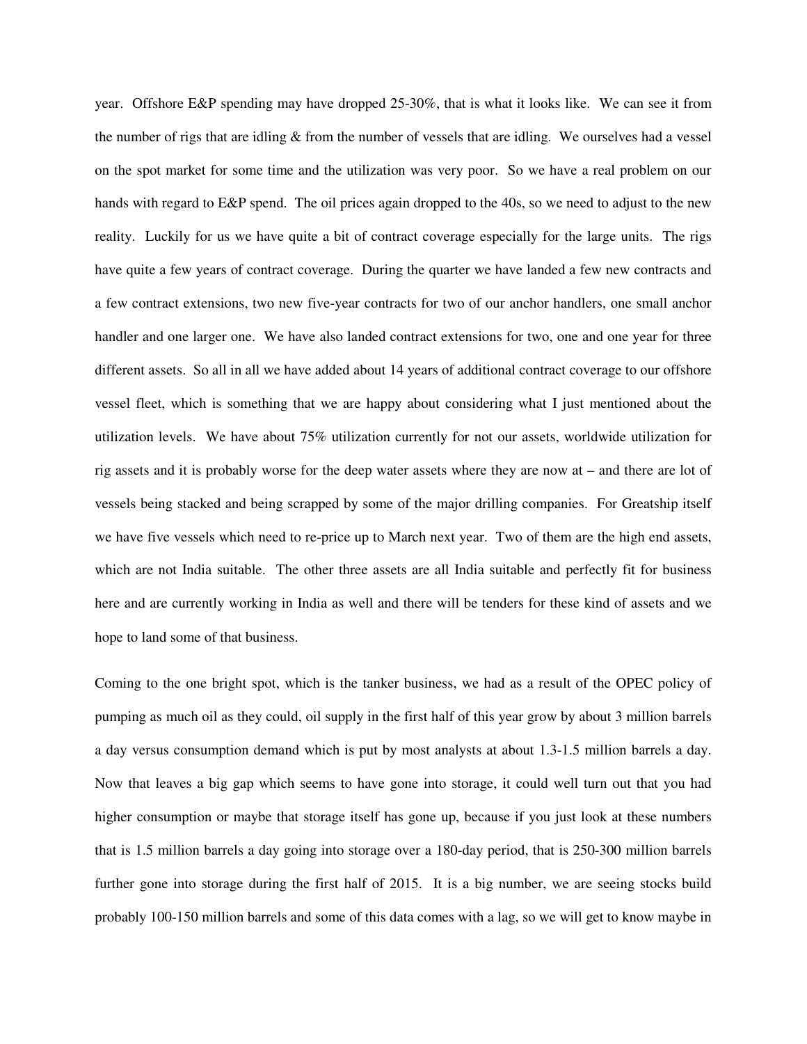year. Offshore E&P spending may have dropped 25-30%, that is what it looks like. We can see it from the number of rigs that are idling & from the number of vessels that are idling. We ourselves had a vessel on the spot market for some time and the utilization was very poor. So we have a real problem on our hands with regard to E&P spend. The oil prices again dropped to the 40s, so we need to adjust to the new reality. Luckily for us we have quite a bit of contract coverage especially for the large units. The rigs have quite a few years of contract coverage. During the quarter we have landed a few new contracts and a few contract extensions, two new five-year contracts for two of our anchor handlers, one small anchor handler and one larger one. We have also landed contract extensions for two, one and one year for three different assets. So all in all we have added about 14 years of additional contract coverage to our offshore vessel fleet, which is something that we are happy about considering what I just mentioned about the utilization levels. We have about 75% utilization currently for not our assets, worldwide utilization for rig assets and it is probably worse for the deep water assets where they are now at – and there are lot of vessels being stacked and being scrapped by some of the major drilling companies. For Greatship itself we have five vessels which need to re-price up to March next year. Two of them are the high end assets, which are not India suitable. The other three assets are all India suitable and perfectly fit for business here and are currently working in India as well and there will be tenders for these kind of assets and we hope to land some of that business.

Coming to the one bright spot, which is the tanker business, we had as a result of the OPEC policy of pumping as much oil as they could, oil supply in the first half of this year grow by about 3 million barrels a day versus consumption demand which is put by most analysts at about 1.3-1.5 million barrels a day. Now that leaves a big gap which seems to have gone into storage, it could well turn out that you had higher consumption or maybe that storage itself has gone up, because if you just look at these numbers that is 1.5 million barrels a day going into storage over a 180-day period, that is 250-300 million barrels further gone into storage during the first half of 2015. It is a big number, we are seeing stocks build probably 100-150 million barrels and some of this data comes with a lag, so we will get to know maybe in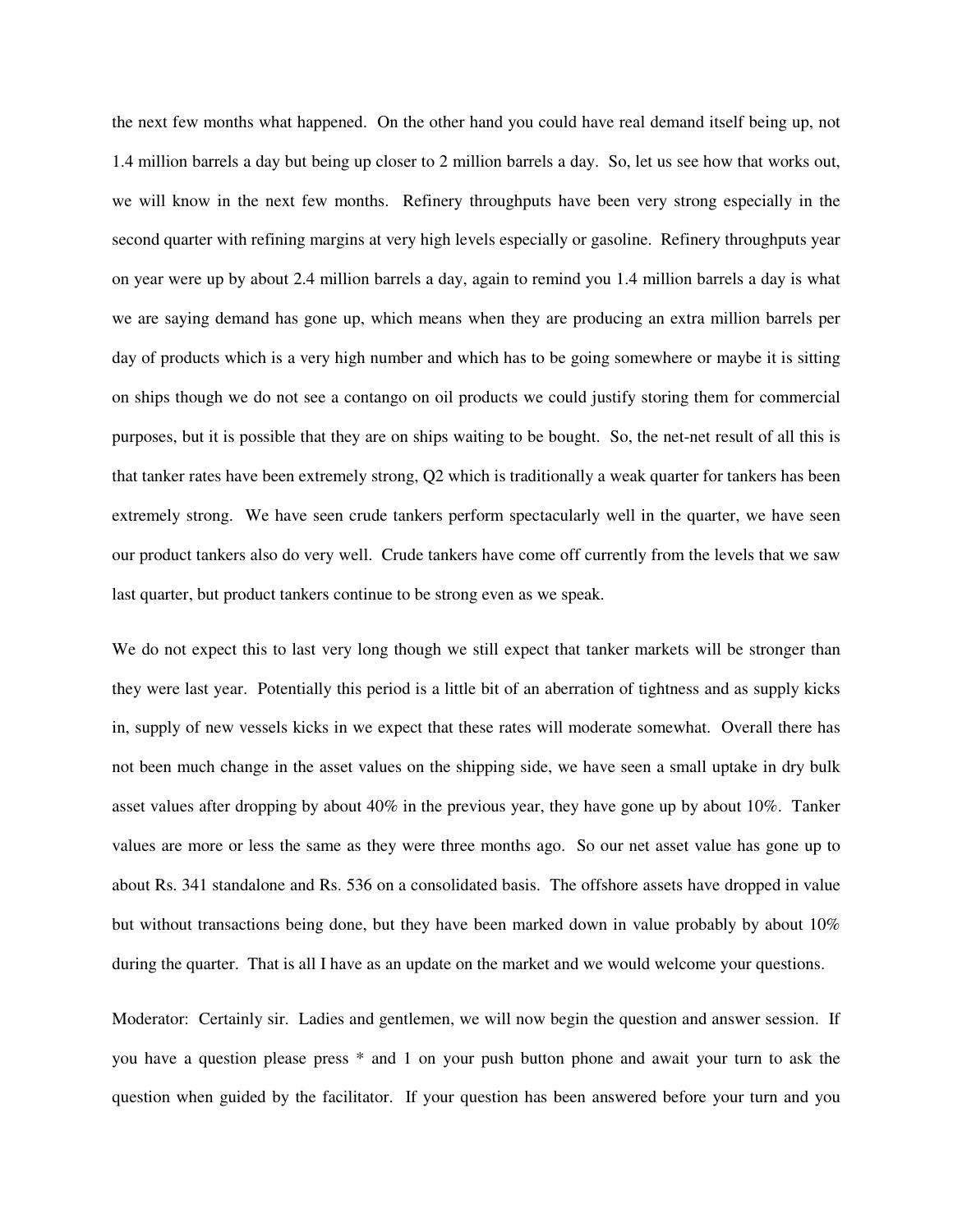the next few months what happened. On the other hand you could have real demand itself being up, not 1.4 million barrels a day but being up closer to 2 million barrels a day. So, let us see how that works out, we will know in the next few months. Refinery throughputs have been very strong especially in the second quarter with refining margins at very high levels especially or gasoline. Refinery throughputs year on year were up by about 2.4 million barrels a day, again to remind you 1.4 million barrels a day is what we are saying demand has gone up, which means when they are producing an extra million barrels per day of products which is a very high number and which has to be going somewhere or maybe it is sitting on ships though we do not see a contango on oil products we could justify storing them for commercial purposes, but it is possible that they are on ships waiting to be bought. So, the net-net result of all this is that tanker rates have been extremely strong, Q2 which is traditionally a weak quarter for tankers has been extremely strong. We have seen crude tankers perform spectacularly well in the quarter, we have seen our product tankers also do very well. Crude tankers have come off currently from the levels that we saw last quarter, but product tankers continue to be strong even as we speak.

We do not expect this to last very long though we still expect that tanker markets will be stronger than they were last year. Potentially this period is a little bit of an aberration of tightness and as supply kicks in, supply of new vessels kicks in we expect that these rates will moderate somewhat. Overall there has not been much change in the asset values on the shipping side, we have seen a small uptake in dry bulk asset values after dropping by about 40% in the previous year, they have gone up by about 10%. Tanker values are more or less the same as they were three months ago. So our net asset value has gone up to about Rs. 341 standalone and Rs. 536 on a consolidated basis. The offshore assets have dropped in value but without transactions being done, but they have been marked down in value probably by about 10% during the quarter. That is all I have as an update on the market and we would welcome your questions.

Moderator: Certainly sir. Ladies and gentlemen, we will now begin the question and answer session. If you have a question please press * and 1 on your push button phone and await your turn to ask the question when guided by the facilitator. If your question has been answered before your turn and you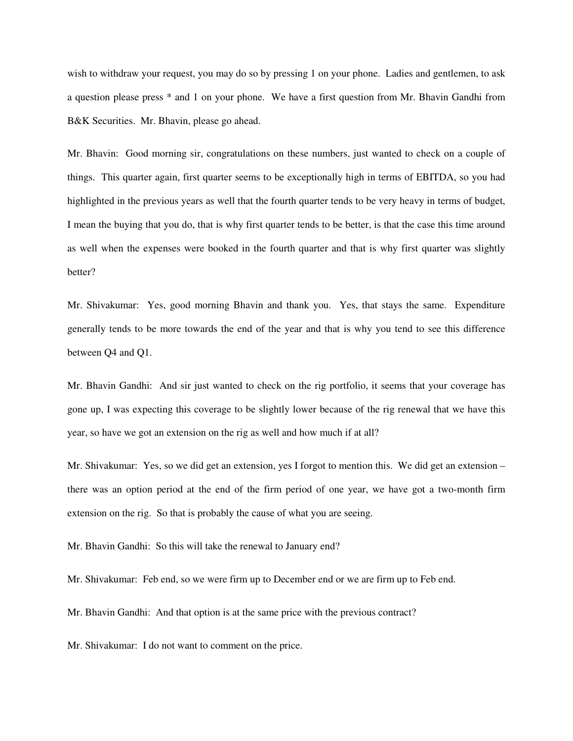wish to withdraw your request, you may do so by pressing 1 on your phone. Ladies and gentlemen, to ask a question please press * and 1 on your phone. We have a first question from Mr. Bhavin Gandhi from B&K Securities. Mr. Bhavin, please go ahead.

Mr. Bhavin: Good morning sir, congratulations on these numbers, just wanted to check on a couple of things. This quarter again, first quarter seems to be exceptionally high in terms of EBITDA, so you had highlighted in the previous years as well that the fourth quarter tends to be very heavy in terms of budget, I mean the buying that you do, that is why first quarter tends to be better, is that the case this time around as well when the expenses were booked in the fourth quarter and that is why first quarter was slightly better?

Mr. Shivakumar: Yes, good morning Bhavin and thank you. Yes, that stays the same. Expenditure generally tends to be more towards the end of the year and that is why you tend to see this difference between Q4 and Q1.

Mr. Bhavin Gandhi: And sir just wanted to check on the rig portfolio, it seems that your coverage has gone up, I was expecting this coverage to be slightly lower because of the rig renewal that we have this year, so have we got an extension on the rig as well and how much if at all?

Mr. Shivakumar: Yes, so we did get an extension, yes I forgot to mention this. We did get an extension – there was an option period at the end of the firm period of one year, we have got a two-month firm extension on the rig. So that is probably the cause of what you are seeing.

Mr. Bhavin Gandhi: So this will take the renewal to January end?

Mr. Shivakumar: Feb end, so we were firm up to December end or we are firm up to Feb end.

Mr. Bhavin Gandhi: And that option is at the same price with the previous contract?

Mr. Shivakumar: I do not want to comment on the price.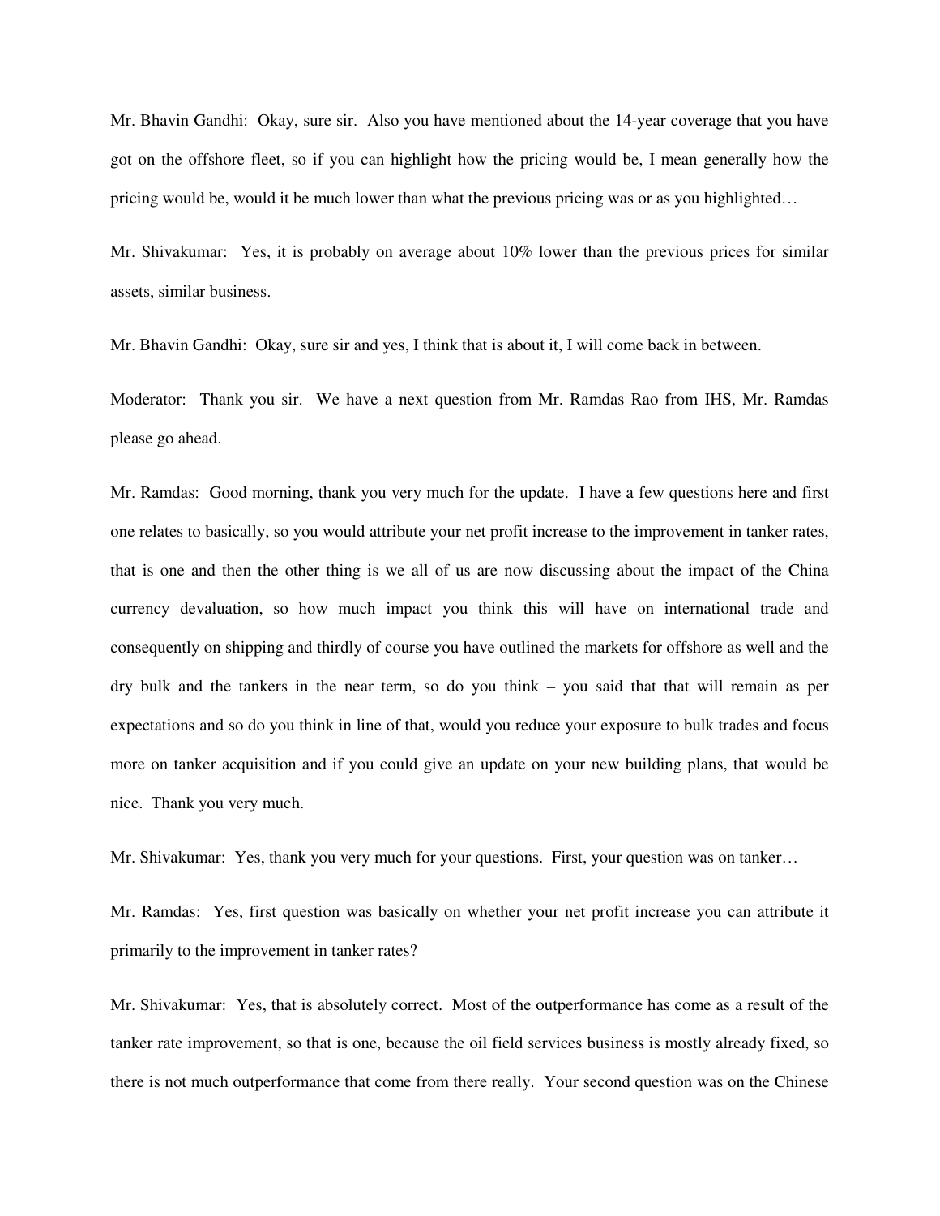Mr. Bhavin Gandhi: Okay, sure sir. Also you have mentioned about the 14-year coverage that you have got on the offshore fleet, so if you can highlight how the pricing would be, I mean generally how the pricing would be, would it be much lower than what the previous pricing was or as you highlighted…

Mr. Shivakumar: Yes, it is probably on average about 10% lower than the previous prices for similar assets, similar business.

Mr. Bhavin Gandhi: Okay, sure sir and yes, I think that is about it, I will come back in between.

Moderator: Thank you sir. We have a next question from Mr. Ramdas Rao from IHS, Mr. Ramdas please go ahead.

Mr. Ramdas: Good morning, thank you very much for the update. I have a few questions here and first one relates to basically, so you would attribute your net profit increase to the improvement in tanker rates, that is one and then the other thing is we all of us are now discussing about the impact of the China currency devaluation, so how much impact you think this will have on international trade and consequently on shipping and thirdly of course you have outlined the markets for offshore as well and the dry bulk and the tankers in the near term, so do you think – you said that that will remain as per expectations and so do you think in line of that, would you reduce your exposure to bulk trades and focus more on tanker acquisition and if you could give an update on your new building plans, that would be nice. Thank you very much.

Mr. Shivakumar: Yes, thank you very much for your questions. First, your question was on tanker…

Mr. Ramdas: Yes, first question was basically on whether your net profit increase you can attribute it primarily to the improvement in tanker rates?

Mr. Shivakumar: Yes, that is absolutely correct. Most of the outperformance has come as a result of the tanker rate improvement, so that is one, because the oil field services business is mostly already fixed, so there is not much outperformance that come from there really. Your second question was on the Chinese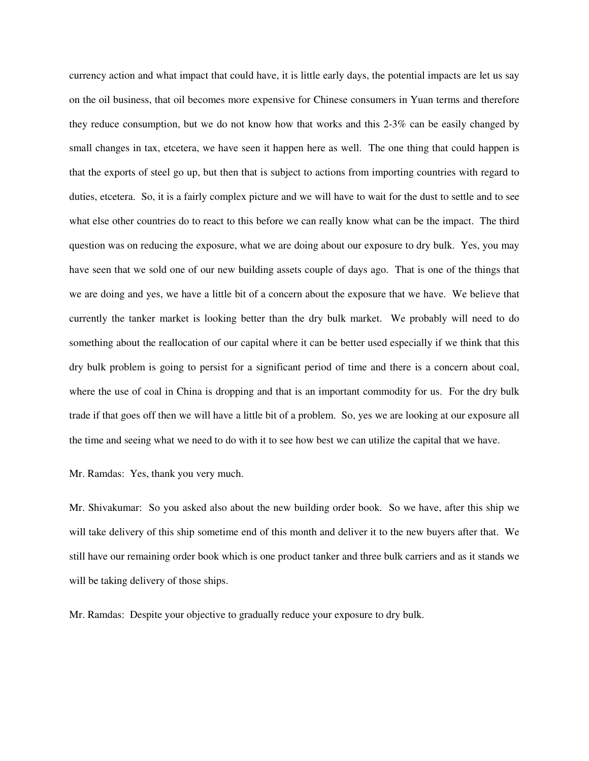currency action and what impact that could have, it is little early days, the potential impacts are let us say on the oil business, that oil becomes more expensive for Chinese consumers in Yuan terms and therefore they reduce consumption, but we do not know how that works and this 2-3% can be easily changed by small changes in tax, etcetera, we have seen it happen here as well. The one thing that could happen is that the exports of steel go up, but then that is subject to actions from importing countries with regard to duties, etcetera. So, it is a fairly complex picture and we will have to wait for the dust to settle and to see what else other countries do to react to this before we can really know what can be the impact. The third question was on reducing the exposure, what we are doing about our exposure to dry bulk. Yes, you may have seen that we sold one of our new building assets couple of days ago. That is one of the things that we are doing and yes, we have a little bit of a concern about the exposure that we have. We believe that currently the tanker market is looking better than the dry bulk market. We probably will need to do something about the reallocation of our capital where it can be better used especially if we think that this dry bulk problem is going to persist for a significant period of time and there is a concern about coal, where the use of coal in China is dropping and that is an important commodity for us. For the dry bulk trade if that goes off then we will have a little bit of a problem. So, yes we are looking at our exposure all the time and seeing what we need to do with it to see how best we can utilize the capital that we have.

Mr. Ramdas: Yes, thank you very much.

Mr. Shivakumar: So you asked also about the new building order book. So we have, after this ship we will take delivery of this ship sometime end of this month and deliver it to the new buyers after that. We still have our remaining order book which is one product tanker and three bulk carriers and as it stands we will be taking delivery of those ships.

Mr. Ramdas: Despite your objective to gradually reduce your exposure to dry bulk.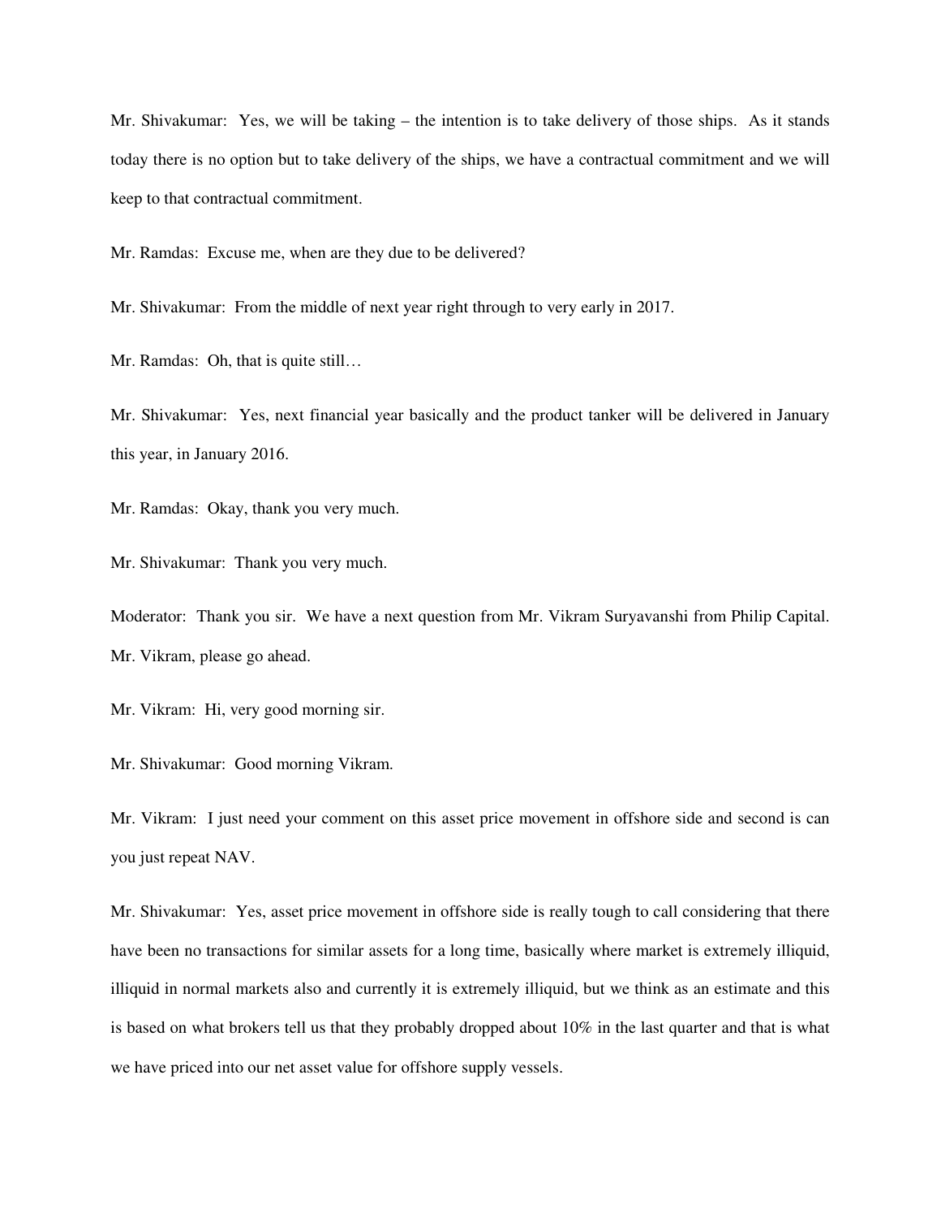Mr. Shivakumar: Yes, we will be taking – the intention is to take delivery of those ships. As it stands today there is no option but to take delivery of the ships, we have a contractual commitment and we will keep to that contractual commitment.

Mr. Ramdas: Excuse me, when are they due to be delivered?

Mr. Shivakumar: From the middle of next year right through to very early in 2017.

Mr. Ramdas: Oh, that is quite still…

Mr. Shivakumar: Yes, next financial year basically and the product tanker will be delivered in January this year, in January 2016.

Mr. Ramdas: Okay, thank you very much.

Mr. Shivakumar: Thank you very much.

Moderator: Thank you sir. We have a next question from Mr. Vikram Suryavanshi from Philip Capital. Mr. Vikram, please go ahead.

Mr. Vikram: Hi, very good morning sir.

Mr. Shivakumar: Good morning Vikram.

Mr. Vikram: I just need your comment on this asset price movement in offshore side and second is can you just repeat NAV.

Mr. Shivakumar: Yes, asset price movement in offshore side is really tough to call considering that there have been no transactions for similar assets for a long time, basically where market is extremely illiquid, illiquid in normal markets also and currently it is extremely illiquid, but we think as an estimate and this is based on what brokers tell us that they probably dropped about 10% in the last quarter and that is what we have priced into our net asset value for offshore supply vessels.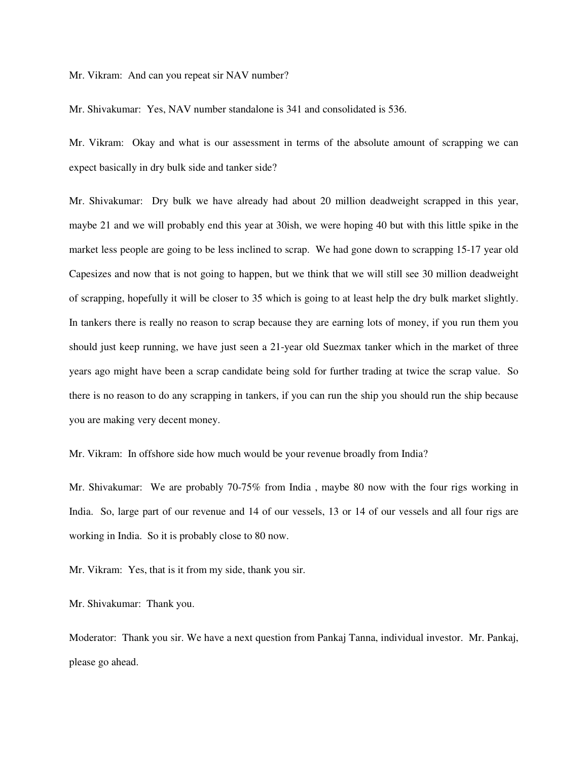Mr. Vikram: And can you repeat sir NAV number?

Mr. Shivakumar: Yes, NAV number standalone is 341 and consolidated is 536.

Mr. Vikram: Okay and what is our assessment in terms of the absolute amount of scrapping we can expect basically in dry bulk side and tanker side?

Mr. Shivakumar: Dry bulk we have already had about 20 million deadweight scrapped in this year, maybe 21 and we will probably end this year at 30ish, we were hoping 40 but with this little spike in the market less people are going to be less inclined to scrap. We had gone down to scrapping 15-17 year old Capesizes and now that is not going to happen, but we think that we will still see 30 million deadweight of scrapping, hopefully it will be closer to 35 which is going to at least help the dry bulk market slightly. In tankers there is really no reason to scrap because they are earning lots of money, if you run them you should just keep running, we have just seen a 21-year old Suezmax tanker which in the market of three years ago might have been a scrap candidate being sold for further trading at twice the scrap value. So there is no reason to do any scrapping in tankers, if you can run the ship you should run the ship because you are making very decent money.

Mr. Vikram: In offshore side how much would be your revenue broadly from India?

Mr. Shivakumar: We are probably 70-75% from India , maybe 80 now with the four rigs working in India. So, large part of our revenue and 14 of our vessels, 13 or 14 of our vessels and all four rigs are working in India. So it is probably close to 80 now.

Mr. Vikram: Yes, that is it from my side, thank you sir.

Mr. Shivakumar: Thank you.

Moderator: Thank you sir. We have a next question from Pankaj Tanna, individual investor. Mr. Pankaj, please go ahead.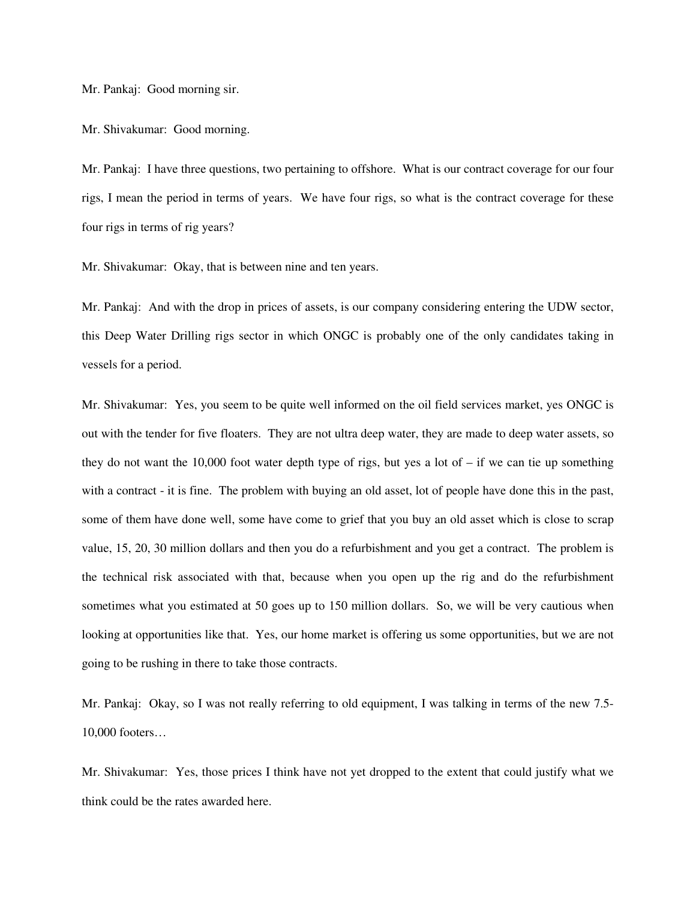Mr. Pankaj: Good morning sir.

Mr. Shivakumar: Good morning.

Mr. Pankaj: I have three questions, two pertaining to offshore. What is our contract coverage for our four rigs, I mean the period in terms of years. We have four rigs, so what is the contract coverage for these four rigs in terms of rig years?

Mr. Shivakumar: Okay, that is between nine and ten years.

Mr. Pankaj: And with the drop in prices of assets, is our company considering entering the UDW sector, this Deep Water Drilling rigs sector in which ONGC is probably one of the only candidates taking in vessels for a period.

Mr. Shivakumar: Yes, you seem to be quite well informed on the oil field services market, yes ONGC is out with the tender for five floaters. They are not ultra deep water, they are made to deep water assets, so they do not want the 10,000 foot water depth type of rigs, but yes a lot of – if we can tie up something with a contract - it is fine. The problem with buying an old asset, lot of people have done this in the past, some of them have done well, some have come to grief that you buy an old asset which is close to scrap value, 15, 20, 30 million dollars and then you do a refurbishment and you get a contract. The problem is the technical risk associated with that, because when you open up the rig and do the refurbishment sometimes what you estimated at 50 goes up to 150 million dollars. So, we will be very cautious when looking at opportunities like that. Yes, our home market is offering us some opportunities, but we are not going to be rushing in there to take those contracts.

Mr. Pankaj: Okay, so I was not really referring to old equipment, I was talking in terms of the new 7.5-10,000 footers…

Mr. Shivakumar: Yes, those prices I think have not yet dropped to the extent that could justify what we think could be the rates awarded here.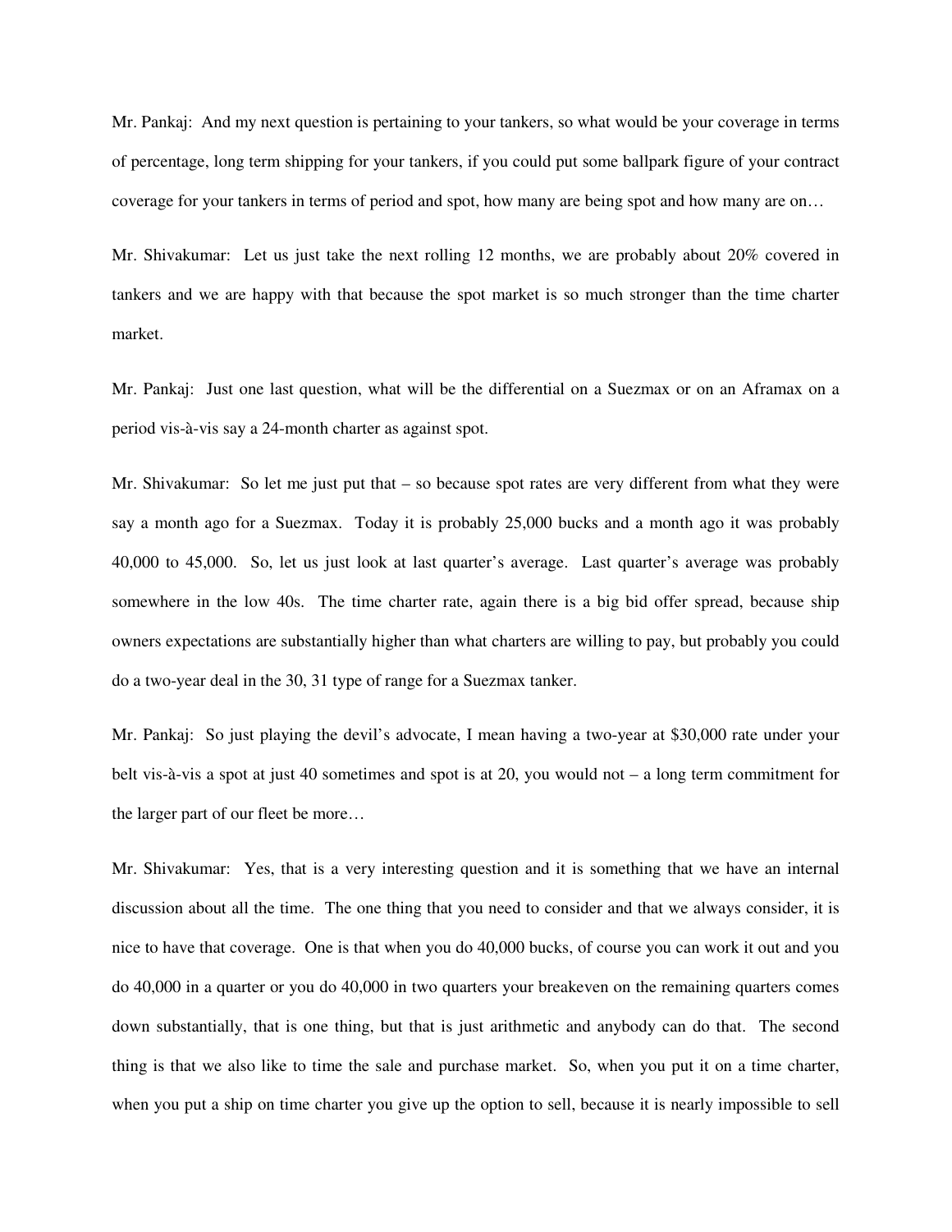Mr. Pankaj: And my next question is pertaining to your tankers, so what would be your coverage in terms of percentage, long term shipping for your tankers, if you could put some ballpark figure of your contract coverage for your tankers in terms of period and spot, how many are being spot and how many are on…

Mr. Shivakumar: Let us just take the next rolling 12 months, we are probably about 20% covered in tankers and we are happy with that because the spot market is so much stronger than the time charter market.

Mr. Pankaj: Just one last question, what will be the differential on a Suezmax or on an Aframax on a period vis-à-vis say a 24-month charter as against spot.

Mr. Shivakumar: So let me just put that – so because spot rates are very different from what they were say a month ago for a Suezmax. Today it is probably 25,000 bucks and a month ago it was probably 40,000 to 45,000. So, let us just look at last quarter's average. Last quarter's average was probably somewhere in the low 40s. The time charter rate, again there is a big bid offer spread, because ship owners expectations are substantially higher than what charters are willing to pay, but probably you could do a two-year deal in the 30, 31 type of range for a Suezmax tanker.

Mr. Pankaj: So just playing the devil's advocate, I mean having a two-year at $30,000 rate under your belt vis-à-vis a spot at just 40 sometimes and spot is at 20, you would not – a long term commitment for the larger part of our fleet be more…

Mr. Shivakumar: Yes, that is a very interesting question and it is something that we have an internal discussion about all the time. The one thing that you need to consider and that we always consider, it is nice to have that coverage. One is that when you do 40,000 bucks, of course you can work it out and you do 40,000 in a quarter or you do 40,000 in two quarters your breakeven on the remaining quarters comes down substantially, that is one thing, but that is just arithmetic and anybody can do that. The second thing is that we also like to time the sale and purchase market. So, when you put it on a time charter, when you put a ship on time charter you give up the option to sell, because it is nearly impossible to sell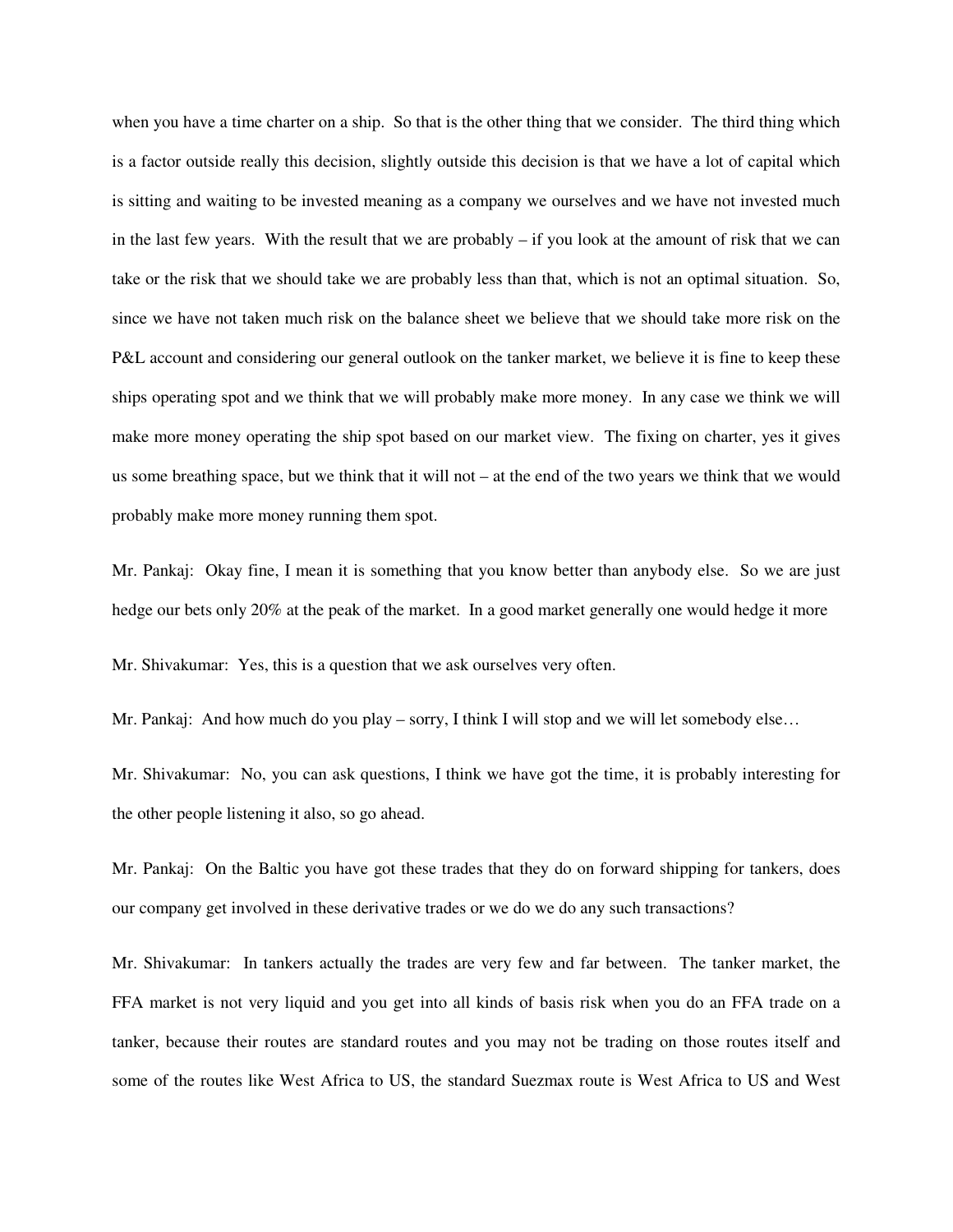when you have a time charter on a ship. So that is the other thing that we consider. The third thing which is a factor outside really this decision, slightly outside this decision is that we have a lot of capital which is sitting and waiting to be invested meaning as a company we ourselves and we have not invested much in the last few years. With the result that we are probably – if you look at the amount of risk that we can take or the risk that we should take we are probably less than that, which is not an optimal situation. So, since we have not taken much risk on the balance sheet we believe that we should take more risk on the P&L account and considering our general outlook on the tanker market, we believe it is fine to keep these ships operating spot and we think that we will probably make more money. In any case we think we will make more money operating the ship spot based on our market view. The fixing on charter, yes it gives us some breathing space, but we think that it will not – at the end of the two years we think that we would probably make more money running them spot.

Mr. Pankaj: Okay fine, I mean it is something that you know better than anybody else. So we are just hedge our bets only 20% at the peak of the market. In a good market generally one would hedge it more

Mr. Shivakumar: Yes, this is a question that we ask ourselves very often.

Mr. Pankaj: And how much do you play – sorry, I think I will stop and we will let somebody else…

Mr. Shivakumar: No, you can ask questions, I think we have got the time, it is probably interesting for the other people listening it also, so go ahead.

Mr. Pankaj: On the Baltic you have got these trades that they do on forward shipping for tankers, does our company get involved in these derivative trades or we do we do any such transactions?

Mr. Shivakumar: In tankers actually the trades are very few and far between. The tanker market, the FFA market is not very liquid and you get into all kinds of basis risk when you do an FFA trade on a tanker, because their routes are standard routes and you may not be trading on those routes itself and some of the routes like West Africa to US, the standard Suezmax route is West Africa to US and West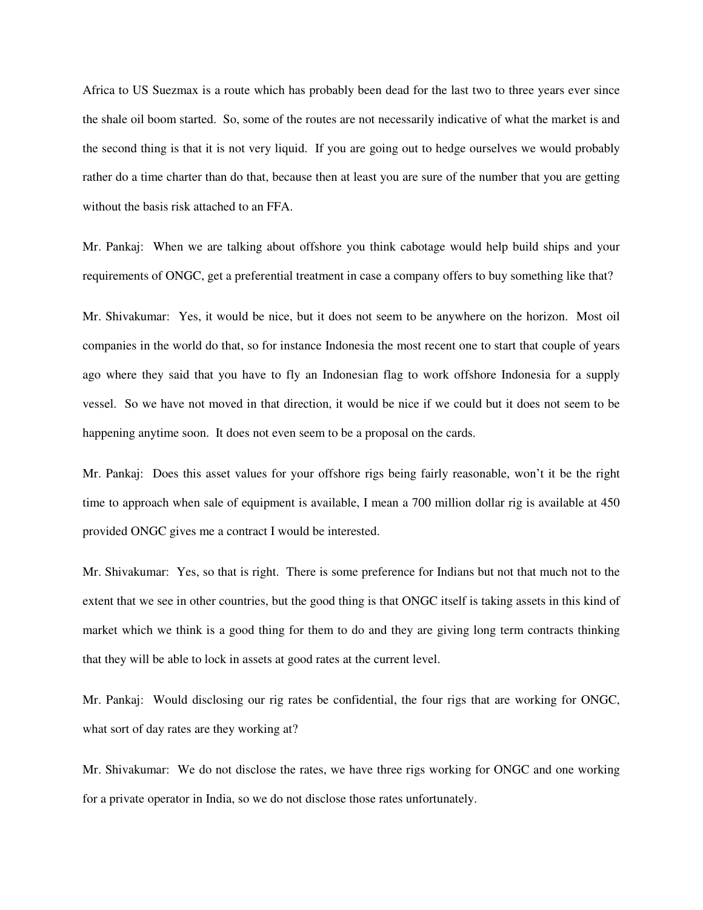Africa to US Suezmax is a route which has probably been dead for the last two to three years ever since the shale oil boom started. So, some of the routes are not necessarily indicative of what the market is and the second thing is that it is not very liquid. If you are going out to hedge ourselves we would probably rather do a time charter than do that, because then at least you are sure of the number that you are getting without the basis risk attached to an FFA.

Mr. Pankaj: When we are talking about offshore you think cabotage would help build ships and your requirements of ONGC, get a preferential treatment in case a company offers to buy something like that?

Mr. Shivakumar: Yes, it would be nice, but it does not seem to be anywhere on the horizon. Most oil companies in the world do that, so for instance Indonesia the most recent one to start that couple of years ago where they said that you have to fly an Indonesian flag to work offshore Indonesia for a supply vessel. So we have not moved in that direction, it would be nice if we could but it does not seem to be happening anytime soon. It does not even seem to be a proposal on the cards.

Mr. Pankaj: Does this asset values for your offshore rigs being fairly reasonable, won't it be the right time to approach when sale of equipment is available, I mean a 700 million dollar rig is available at 450 provided ONGC gives me a contract I would be interested.

Mr. Shivakumar: Yes, so that is right. There is some preference for Indians but not that much not to the extent that we see in other countries, but the good thing is that ONGC itself is taking assets in this kind of market which we think is a good thing for them to do and they are giving long term contracts thinking that they will be able to lock in assets at good rates at the current level.

Mr. Pankaj: Would disclosing our rig rates be confidential, the four rigs that are working for ONGC, what sort of day rates are they working at?

Mr. Shivakumar: We do not disclose the rates, we have three rigs working for ONGC and one working for a private operator in India, so we do not disclose those rates unfortunately.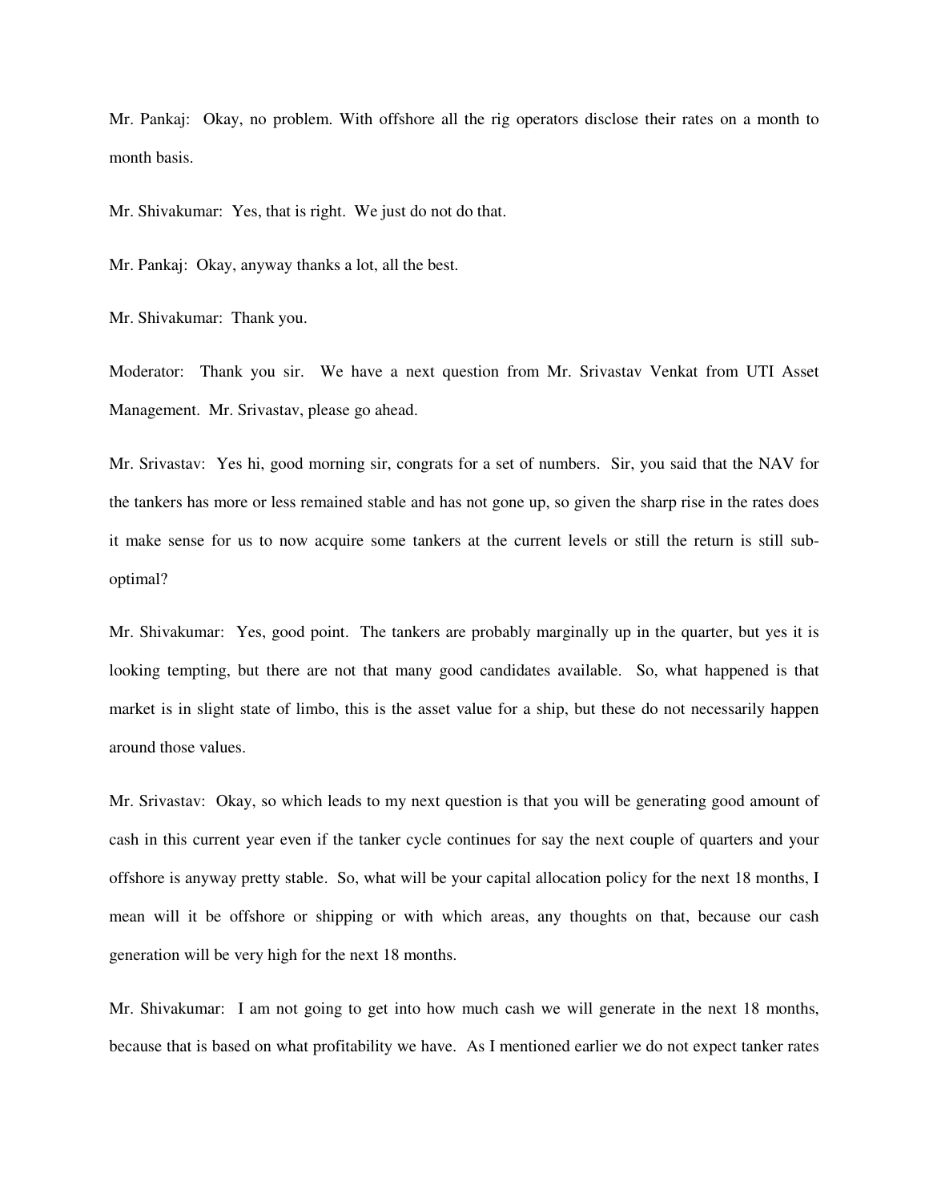Mr. Pankaj: Okay, no problem. With offshore all the rig operators disclose their rates on a month to month basis.

Mr. Shivakumar: Yes, that is right. We just do not do that.

Mr. Pankaj: Okay, anyway thanks a lot, all the best.

Mr. Shivakumar: Thank you.

Moderator: Thank you sir. We have a next question from Mr. Srivastav Venkat from UTI Asset Management. Mr. Srivastav, please go ahead.

Mr. Srivastav: Yes hi, good morning sir, congrats for a set of numbers. Sir, you said that the NAV for the tankers has more or less remained stable and has not gone up, so given the sharp rise in the rates does it make sense for us to now acquire some tankers at the current levels or still the return is still sub-optimal?

Mr. Shivakumar: Yes, good point. The tankers are probably marginally up in the quarter, but yes it is looking tempting, but there are not that many good candidates available. So, what happened is that market is in slight state of limbo, this is the asset value for a ship, but these do not necessarily happen around those values.

Mr. Srivastav: Okay, so which leads to my next question is that you will be generating good amount of cash in this current year even if the tanker cycle continues for say the next couple of quarters and your offshore is anyway pretty stable. So, what will be your capital allocation policy for the next 18 months, I mean will it be offshore or shipping or with which areas, any thoughts on that, because our cash generation will be very high for the next 18 months.

Mr. Shivakumar: I am not going to get into how much cash we will generate in the next 18 months, because that is based on what profitability we have. As I mentioned earlier we do not expect tanker rates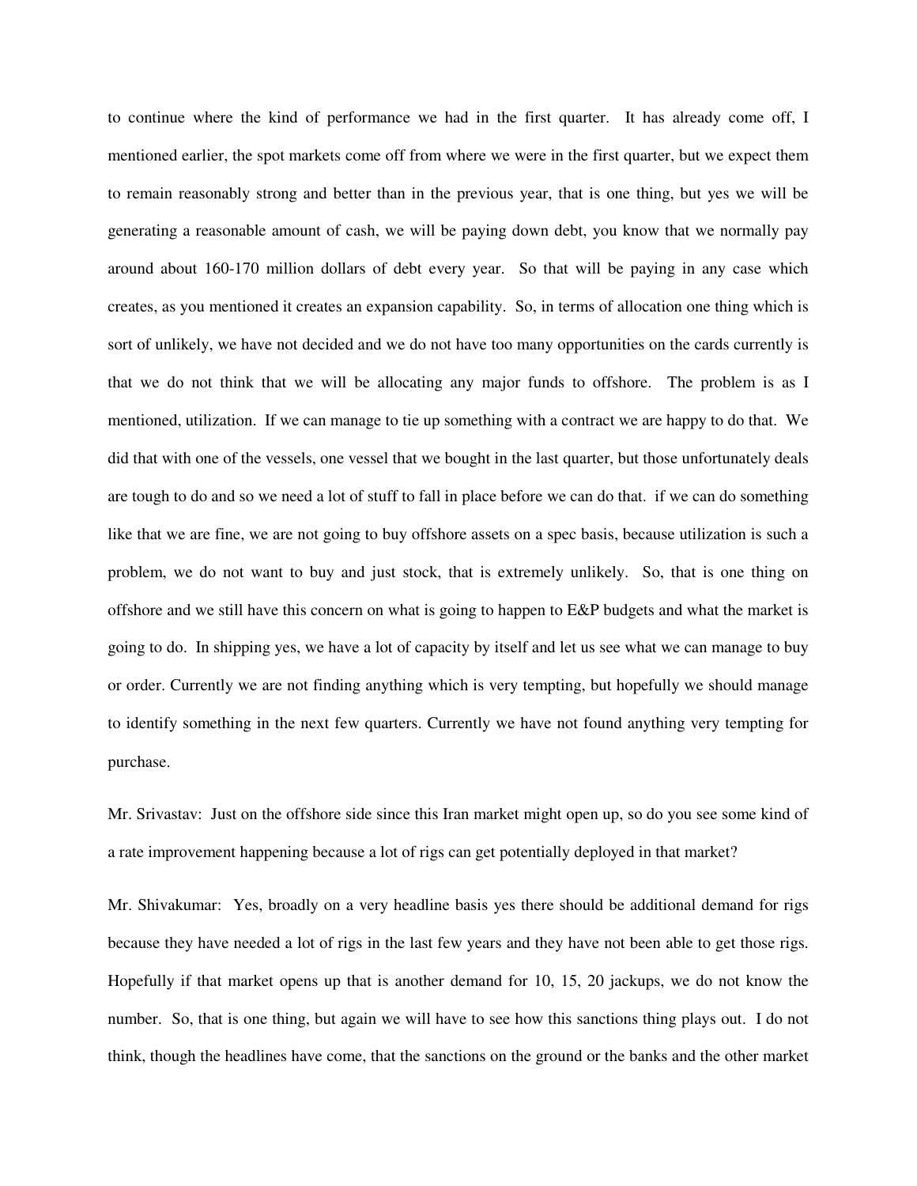to continue where the kind of performance we had in the first quarter. It has already come off, I mentioned earlier, the spot markets come off from where we were in the first quarter, but we expect them to remain reasonably strong and better than in the previous year, that is one thing, but yes we will be generating a reasonable amount of cash, we will be paying down debt, you know that we normally pay around about 160-170 million dollars of debt every year. So that will be paying in any case which creates, as you mentioned it creates an expansion capability. So, in terms of allocation one thing which is sort of unlikely, we have not decided and we do not have too many opportunities on the cards currently is that we do not think that we will be allocating any major funds to offshore. The problem is as I mentioned, utilization. If we can manage to tie up something with a contract we are happy to do that. We did that with one of the vessels, one vessel that we bought in the last quarter, but those unfortunately deals are tough to do and so we need a lot of stuff to fall in place before we can do that. if we can do something like that we are fine, we are not going to buy offshore assets on a spec basis, because utilization is such a problem, we do not want to buy and just stock, that is extremely unlikely. So, that is one thing on offshore and we still have this concern on what is going to happen to E&P budgets and what the market is going to do. In shipping yes, we have a lot of capacity by itself and let us see what we can manage to buy or order. Currently we are not finding anything which is very tempting, but hopefully we should manage to identify something in the next few quarters. Currently we have not found anything very tempting for purchase.

Mr. Srivastav: Just on the offshore side since this Iran market might open up, so do you see some kind of a rate improvement happening because a lot of rigs can get potentially deployed in that market?

Mr. Shivakumar: Yes, broadly on a very headline basis yes there should be additional demand for rigs because they have needed a lot of rigs in the last few years and they have not been able to get those rigs. Hopefully if that market opens up that is another demand for 10, 15, 20 jackups, we do not know the number. So, that is one thing, but again we will have to see how this sanctions thing plays out. I do not think, though the headlines have come, that the sanctions on the ground or the banks and the other market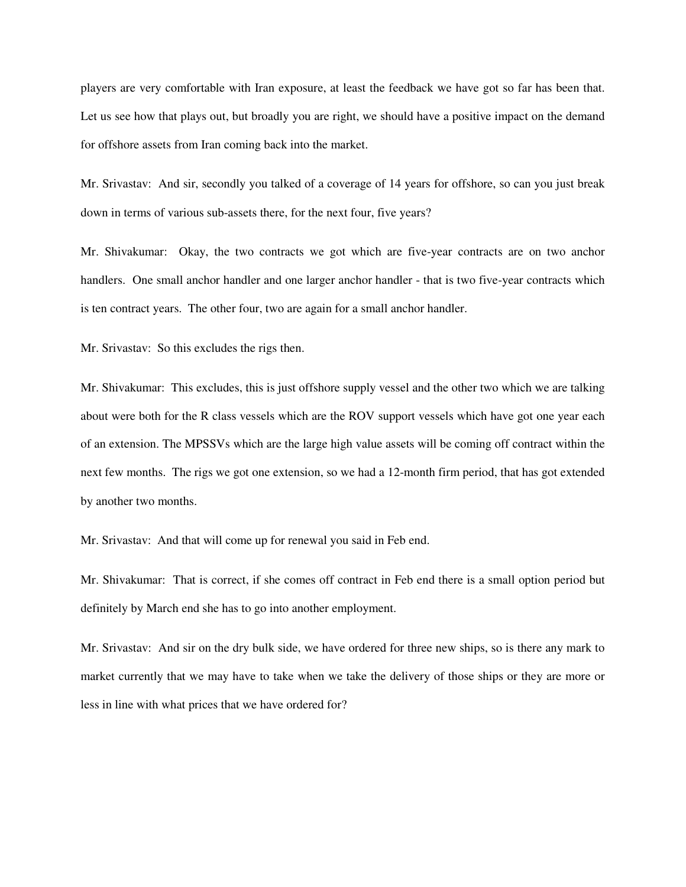players are very comfortable with Iran exposure, at least the feedback we have got so far has been that. Let us see how that plays out, but broadly you are right, we should have a positive impact on the demand for offshore assets from Iran coming back into the market.

Mr. Srivastav: And sir, secondly you talked of a coverage of 14 years for offshore, so can you just break down in terms of various sub-assets there, for the next four, five years?

Mr. Shivakumar: Okay, the two contracts we got which are five-year contracts are on two anchor handlers. One small anchor handler and one larger anchor handler - that is two five-year contracts which is ten contract years. The other four, two are again for a small anchor handler.

Mr. Srivastav: So this excludes the rigs then.

Mr. Shivakumar: This excludes, this is just offshore supply vessel and the other two which we are talking about were both for the R class vessels which are the ROV support vessels which have got one year each of an extension. The MPSSVs which are the large high value assets will be coming off contract within the next few months. The rigs we got one extension, so we had a 12-month firm period, that has got extended by another two months.

Mr. Srivastav: And that will come up for renewal you said in Feb end.

Mr. Shivakumar: That is correct, if she comes off contract in Feb end there is a small option period but definitely by March end she has to go into another employment.

Mr. Srivastav: And sir on the dry bulk side, we have ordered for three new ships, so is there any mark to market currently that we may have to take when we take the delivery of those ships or they are more or less in line with what prices that we have ordered for?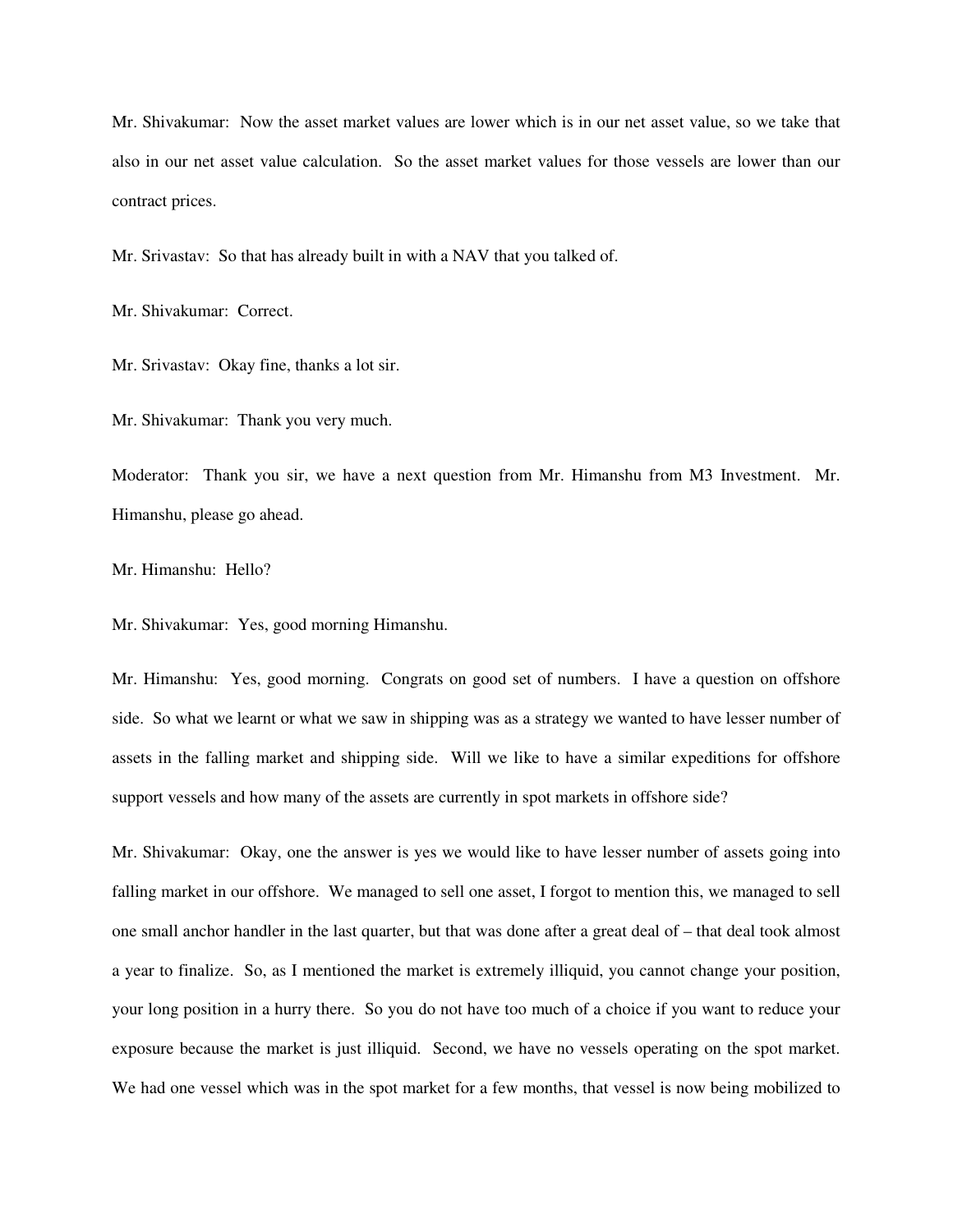Mr. Shivakumar: Now the asset market values are lower which is in our net asset value, so we take that also in our net asset value calculation. So the asset market values for those vessels are lower than our contract prices.

Mr. Srivastav: So that has already built in with a NAV that you talked of.

Mr. Shivakumar: Correct.

Mr. Srivastav: Okay fine, thanks a lot sir.

Mr. Shivakumar: Thank you very much.

Moderator: Thank you sir, we have a next question from Mr. Himanshu from M3 Investment. Mr. Himanshu, please go ahead.

Mr. Himanshu: Hello?

Mr. Shivakumar: Yes, good morning Himanshu.

Mr. Himanshu: Yes, good morning. Congrats on good set of numbers. I have a question on offshore side. So what we learnt or what we saw in shipping was as a strategy we wanted to have lesser number of assets in the falling market and shipping side. Will we like to have a similar expeditions for offshore support vessels and how many of the assets are currently in spot markets in offshore side?

Mr. Shivakumar: Okay, one the answer is yes we would like to have lesser number of assets going into falling market in our offshore. We managed to sell one asset, I forgot to mention this, we managed to sell one small anchor handler in the last quarter, but that was done after a great deal of – that deal took almost a year to finalize. So, as I mentioned the market is extremely illiquid, you cannot change your position, your long position in a hurry there. So you do not have too much of a choice if you want to reduce your exposure because the market is just illiquid. Second, we have no vessels operating on the spot market. We had one vessel which was in the spot market for a few months, that vessel is now being mobilized to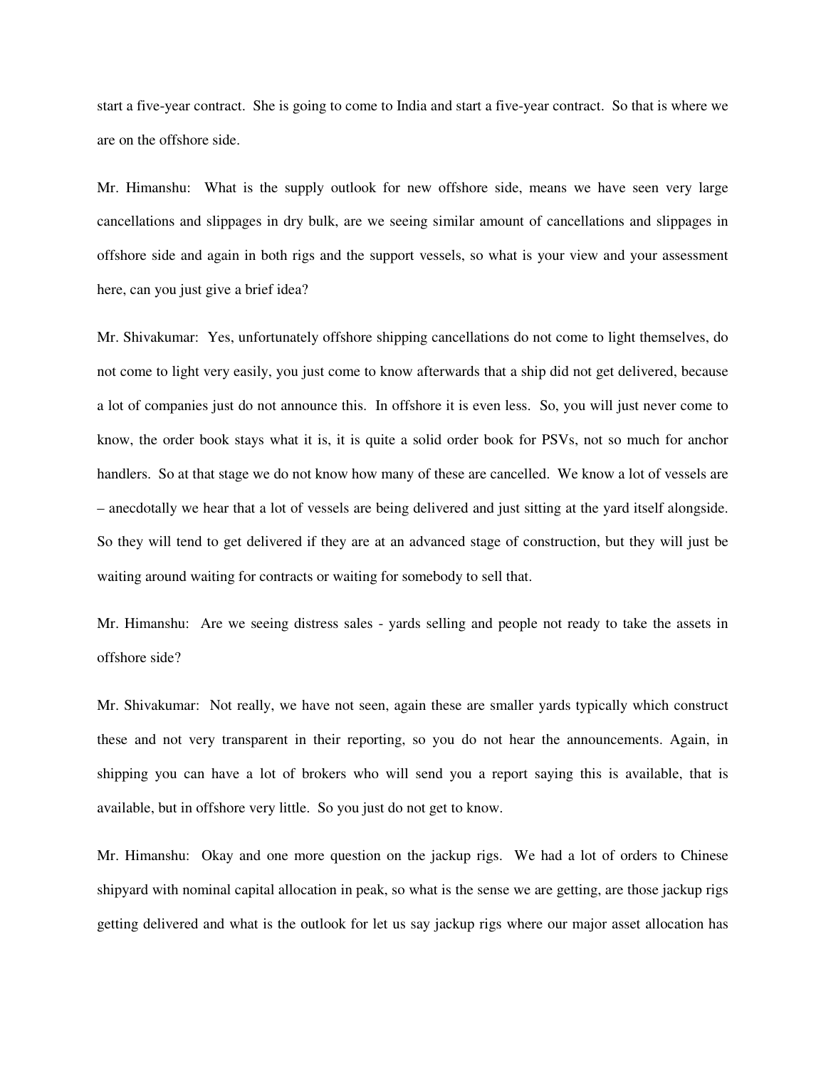start a five-year contract. She is going to come to India and start a five-year contract. So that is where we are on the offshore side.

Mr. Himanshu: What is the supply outlook for new offshore side, means we have seen very large cancellations and slippages in dry bulk, are we seeing similar amount of cancellations and slippages in offshore side and again in both rigs and the support vessels, so what is your view and your assessment here, can you just give a brief idea?

Mr. Shivakumar: Yes, unfortunately offshore shipping cancellations do not come to light themselves, do not come to light very easily, you just come to know afterwards that a ship did not get delivered, because a lot of companies just do not announce this. In offshore it is even less. So, you will just never come to know, the order book stays what it is, it is quite a solid order book for PSVs, not so much for anchor handlers. So at that stage we do not know how many of these are cancelled. We know a lot of vessels are – anecdotally we hear that a lot of vessels are being delivered and just sitting at the yard itself alongside. So they will tend to get delivered if they are at an advanced stage of construction, but they will just be waiting around waiting for contracts or waiting for somebody to sell that.

Mr. Himanshu: Are we seeing distress sales - yards selling and people not ready to take the assets in offshore side?

Mr. Shivakumar: Not really, we have not seen, again these are smaller yards typically which construct these and not very transparent in their reporting, so you do not hear the announcements. Again, in shipping you can have a lot of brokers who will send you a report saying this is available, that is available, but in offshore very little. So you just do not get to know.

Mr. Himanshu: Okay and one more question on the jackup rigs. We had a lot of orders to Chinese shipyard with nominal capital allocation in peak, so what is the sense we are getting, are those jackup rigs getting delivered and what is the outlook for let us say jackup rigs where our major asset allocation has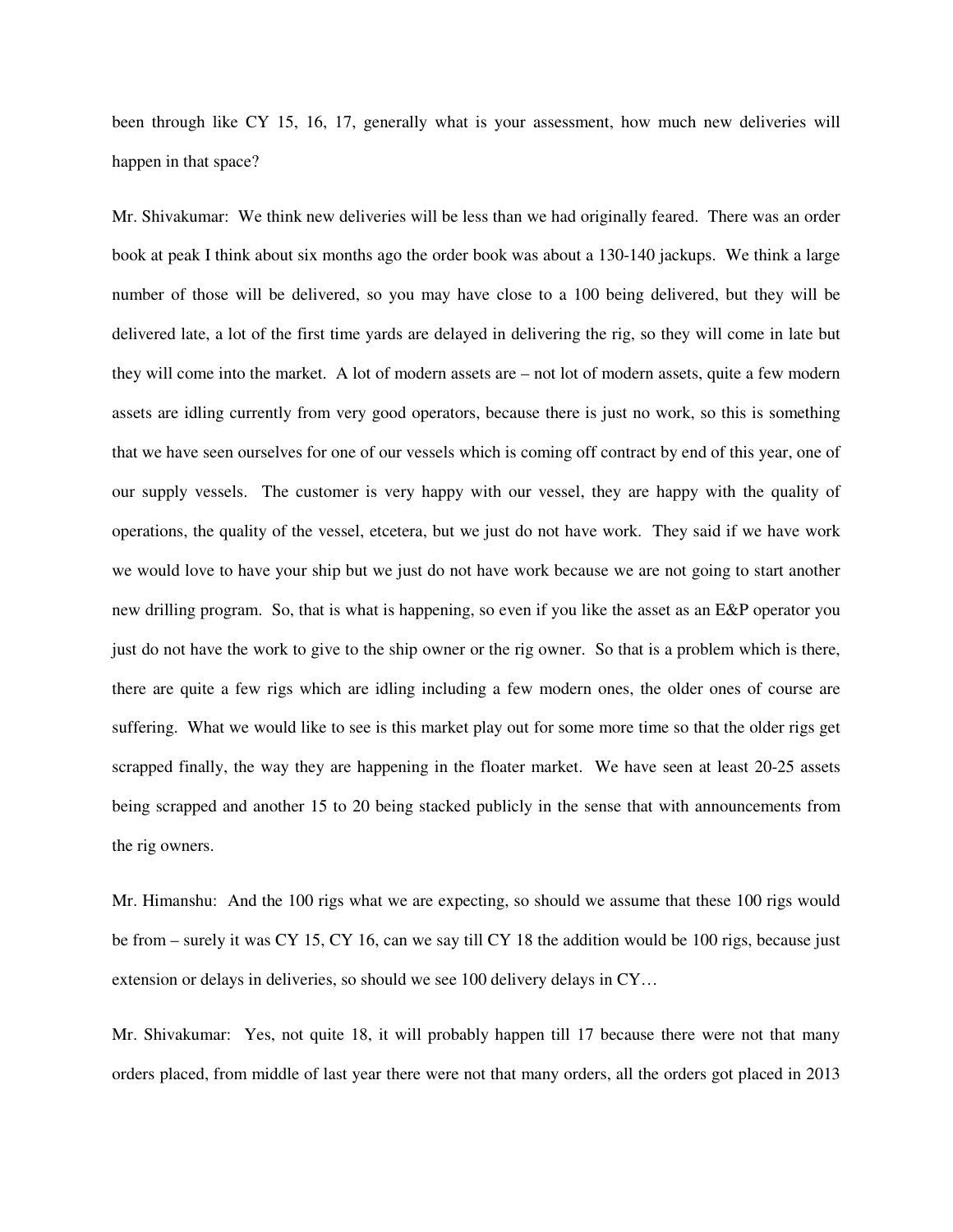been through like CY 15, 16, 17, generally what is your assessment, how much new deliveries will happen in that space?

Mr. Shivakumar: We think new deliveries will be less than we had originally feared. There was an order book at peak I think about six months ago the order book was about a 130-140 jackups. We think a large number of those will be delivered, so you may have close to a 100 being delivered, but they will be delivered late, a lot of the first time yards are delayed in delivering the rig, so they will come in late but they will come into the market. A lot of modern assets are – not lot of modern assets, quite a few modern assets are idling currently from very good operators, because there is just no work, so this is something that we have seen ourselves for one of our vessels which is coming off contract by end of this year, one of our supply vessels. The customer is very happy with our vessel, they are happy with the quality of operations, the quality of the vessel, etcetera, but we just do not have work. They said if we have work we would love to have your ship but we just do not have work because we are not going to start another new drilling program. So, that is what is happening, so even if you like the asset as an E&P operator you just do not have the work to give to the ship owner or the rig owner. So that is a problem which is there, there are quite a few rigs which are idling including a few modern ones, the older ones of course are suffering. What we would like to see is this market play out for some more time so that the older rigs get scrapped finally, the way they are happening in the floater market. We have seen at least 20-25 assets being scrapped and another 15 to 20 being stacked publicly in the sense that with announcements from the rig owners.

Mr. Himanshu: And the 100 rigs what we are expecting, so should we assume that these 100 rigs would be from – surely it was CY 15, CY 16, can we say till CY 18 the addition would be 100 rigs, because just extension or delays in deliveries, so should we see 100 delivery delays in CY…

Mr. Shivakumar: Yes, not quite 18, it will probably happen till 17 because there were not that many orders placed, from middle of last year there were not that many orders, all the orders got placed in 2013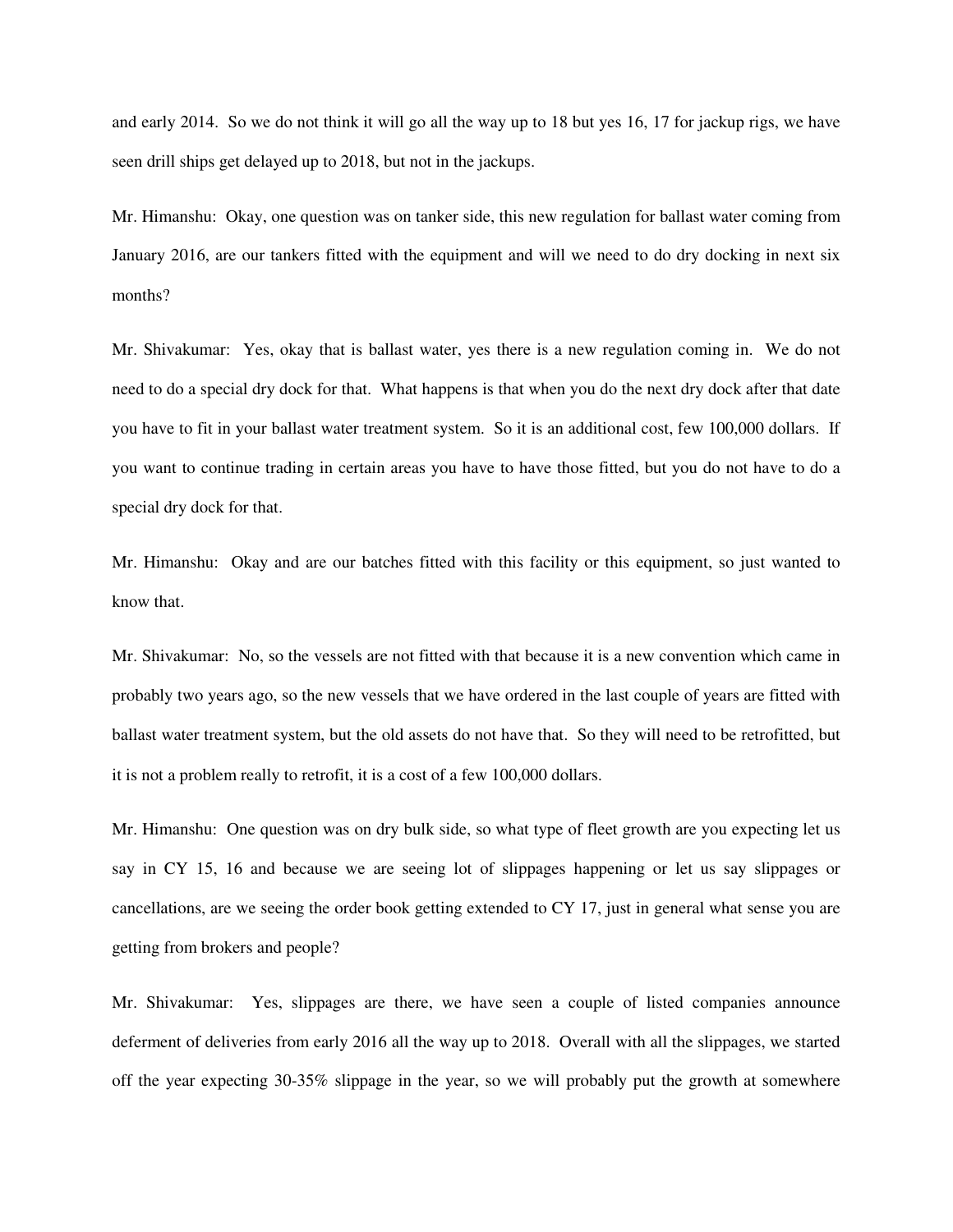and early 2014. So we do not think it will go all the way up to 18 but yes 16, 17 for jackup rigs, we have seen drill ships get delayed up to 2018, but not in the jackups.

Mr. Himanshu: Okay, one question was on tanker side, this new regulation for ballast water coming from January 2016, are our tankers fitted with the equipment and will we need to do dry docking in next six months?

Mr. Shivakumar: Yes, okay that is ballast water, yes there is a new regulation coming in. We do not need to do a special dry dock for that. What happens is that when you do the next dry dock after that date you have to fit in your ballast water treatment system. So it is an additional cost, few 100,000 dollars. If you want to continue trading in certain areas you have to have those fitted, but you do not have to do a special dry dock for that.

Mr. Himanshu: Okay and are our batches fitted with this facility or this equipment, so just wanted to know that.

Mr. Shivakumar: No, so the vessels are not fitted with that because it is a new convention which came in probably two years ago, so the new vessels that we have ordered in the last couple of years are fitted with ballast water treatment system, but the old assets do not have that. So they will need to be retrofitted, but it is not a problem really to retrofit, it is a cost of a few 100,000 dollars.

Mr. Himanshu: One question was on dry bulk side, so what type of fleet growth are you expecting let us say in CY 15, 16 and because we are seeing lot of slippages happening or let us say slippages or cancellations, are we seeing the order book getting extended to CY 17, just in general what sense you are getting from brokers and people?

Mr. Shivakumar: Yes, slippages are there, we have seen a couple of listed companies announce deferment of deliveries from early 2016 all the way up to 2018. Overall with all the slippages, we started off the year expecting 30-35% slippage in the year, so we will probably put the growth at somewhere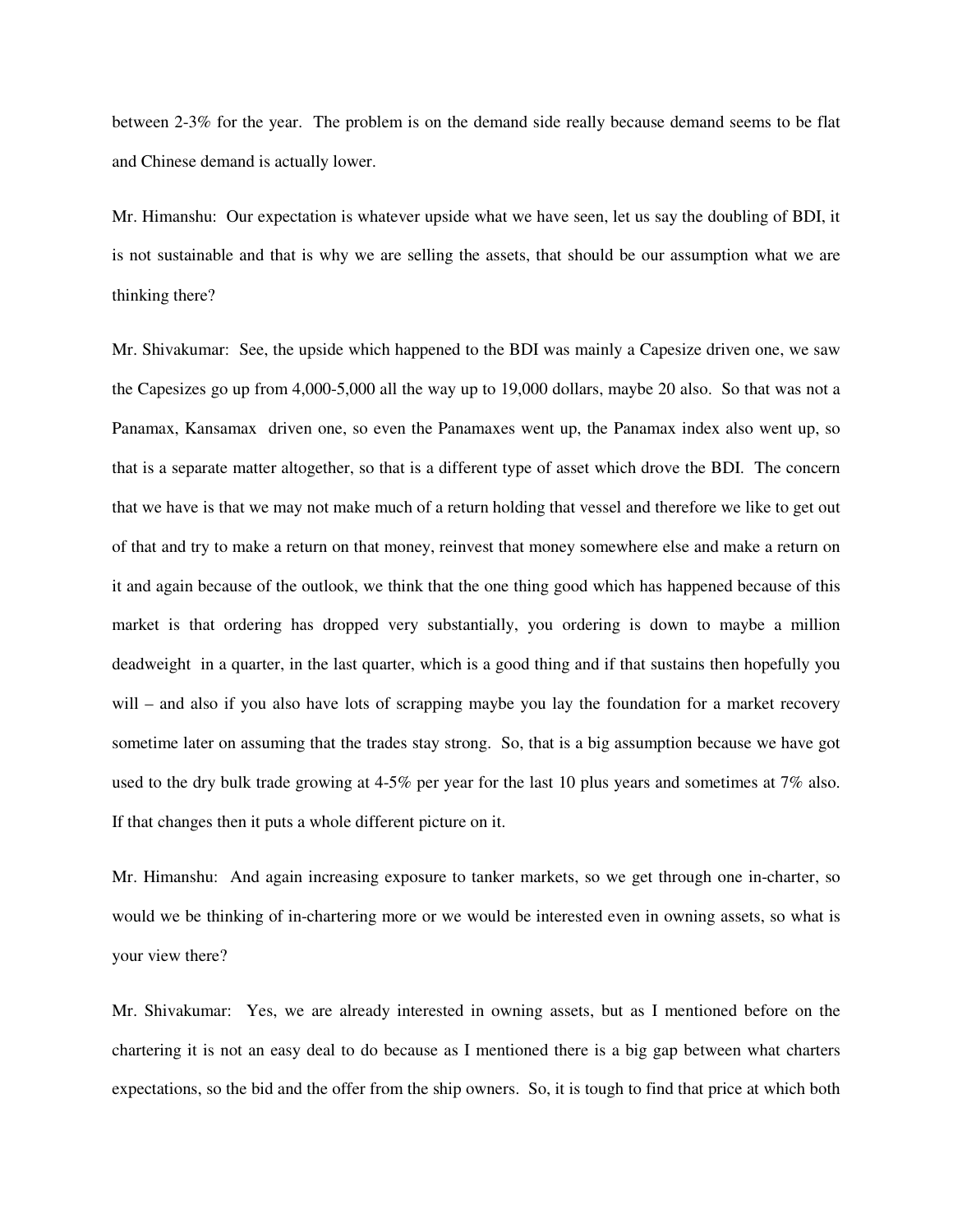between 2-3% for the year. The problem is on the demand side really because demand seems to be flat and Chinese demand is actually lower.

Mr. Himanshu: Our expectation is whatever upside what we have seen, let us say the doubling of BDI, it is not sustainable and that is why we are selling the assets, that should be our assumption what we are thinking there?

Mr. Shivakumar: See, the upside which happened to the BDI was mainly a Capesize driven one, we saw the Capesizes go up from 4,000-5,000 all the way up to 19,000 dollars, maybe 20 also. So that was not a Panamax, Kansamax driven one, so even the Panamaxes went up, the Panamax index also went up, so that is a separate matter altogether, so that is a different type of asset which drove the BDI. The concern that we have is that we may not make much of a return holding that vessel and therefore we like to get out of that and try to make a return on that money, reinvest that money somewhere else and make a return on it and again because of the outlook, we think that the one thing good which has happened because of this market is that ordering has dropped very substantially, you ordering is down to maybe a million deadweight in a quarter, in the last quarter, which is a good thing and if that sustains then hopefully you will – and also if you also have lots of scrapping maybe you lay the foundation for a market recovery sometime later on assuming that the trades stay strong. So, that is a big assumption because we have got used to the dry bulk trade growing at 4-5% per year for the last 10 plus years and sometimes at 7% also. If that changes then it puts a whole different picture on it.

Mr. Himanshu: And again increasing exposure to tanker markets, so we get through one in-charter, so would we be thinking of in-chartering more or we would be interested even in owning assets, so what is your view there?

Mr. Shivakumar: Yes, we are already interested in owning assets, but as I mentioned before on the chartering it is not an easy deal to do because as I mentioned there is a big gap between what charters expectations, so the bid and the offer from the ship owners. So, it is tough to find that price at which both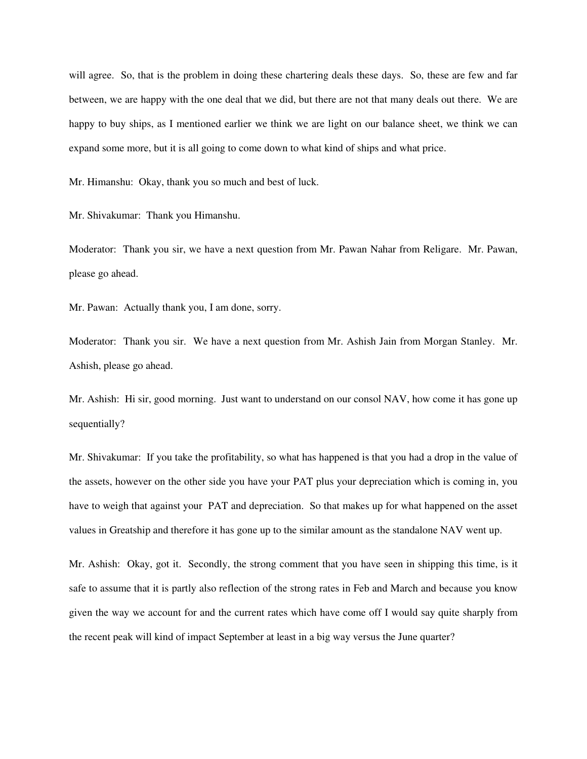will agree. So, that is the problem in doing these chartering deals these days. So, these are few and far between, we are happy with the one deal that we did, but there are not that many deals out there. We are happy to buy ships, as I mentioned earlier we think we are light on our balance sheet, we think we can expand some more, but it is all going to come down to what kind of ships and what price.

Mr. Himanshu: Okay, thank you so much and best of luck.

Mr. Shivakumar: Thank you Himanshu.

Moderator: Thank you sir, we have a next question from Mr. Pawan Nahar from Religare. Mr. Pawan, please go ahead.

Mr. Pawan: Actually thank you, I am done, sorry.

Moderator: Thank you sir. We have a next question from Mr. Ashish Jain from Morgan Stanley. Mr. Ashish, please go ahead.

Mr. Ashish: Hi sir, good morning. Just want to understand on our consol NAV, how come it has gone up sequentially?

Mr. Shivakumar: If you take the profitability, so what has happened is that you had a drop in the value of the assets, however on the other side you have your PAT plus your depreciation which is coming in, you have to weigh that against your PAT and depreciation. So that makes up for what happened on the asset values in Greatship and therefore it has gone up to the similar amount as the standalone NAV went up.

Mr. Ashish: Okay, got it. Secondly, the strong comment that you have seen in shipping this time, is it safe to assume that it is partly also reflection of the strong rates in Feb and March and because you know given the way we account for and the current rates which have come off I would say quite sharply from the recent peak will kind of impact September at least in a big way versus the June quarter?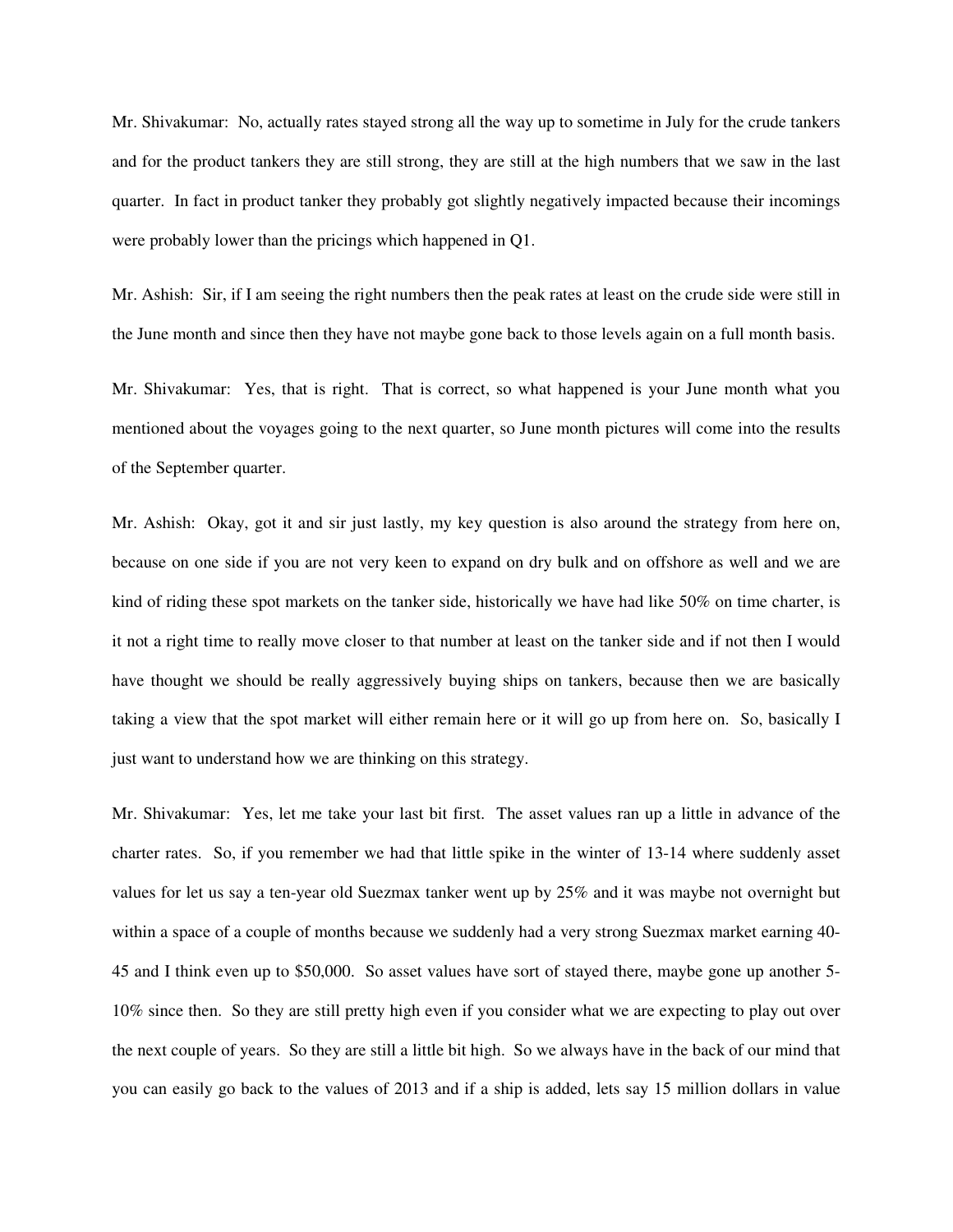Mr. Shivakumar: No, actually rates stayed strong all the way up to sometime in July for the crude tankers and for the product tankers they are still strong, they are still at the high numbers that we saw in the last quarter. In fact in product tanker they probably got slightly negatively impacted because their incomings were probably lower than the pricings which happened in Q1.

Mr. Ashish: Sir, if I am seeing the right numbers then the peak rates at least on the crude side were still in the June month and since then they have not maybe gone back to those levels again on a full month basis.

Mr. Shivakumar: Yes, that is right. That is correct, so what happened is your June month what you mentioned about the voyages going to the next quarter, so June month pictures will come into the results of the September quarter.

Mr. Ashish: Okay, got it and sir just lastly, my key question is also around the strategy from here on, because on one side if you are not very keen to expand on dry bulk and on offshore as well and we are kind of riding these spot markets on the tanker side, historically we have had like 50% on time charter, is it not a right time to really move closer to that number at least on the tanker side and if not then I would have thought we should be really aggressively buying ships on tankers, because then we are basically taking a view that the spot market will either remain here or it will go up from here on. So, basically I just want to understand how we are thinking on this strategy.

Mr. Shivakumar: Yes, let me take your last bit first. The asset values ran up a little in advance of the charter rates. So, if you remember we had that little spike in the winter of 13-14 where suddenly asset values for let us say a ten-year old Suezmax tanker went up by 25% and it was maybe not overnight but within a space of a couple of months because we suddenly had a very strong Suezmax market earning 40-45 and I think even up to $50,000. So asset values have sort of stayed there, maybe gone up another 5-10% since then. So they are still pretty high even if you consider what we are expecting to play out over the next couple of years. So they are still a little bit high. So we always have in the back of our mind that you can easily go back to the values of 2013 and if a ship is added, lets say 15 million dollars in value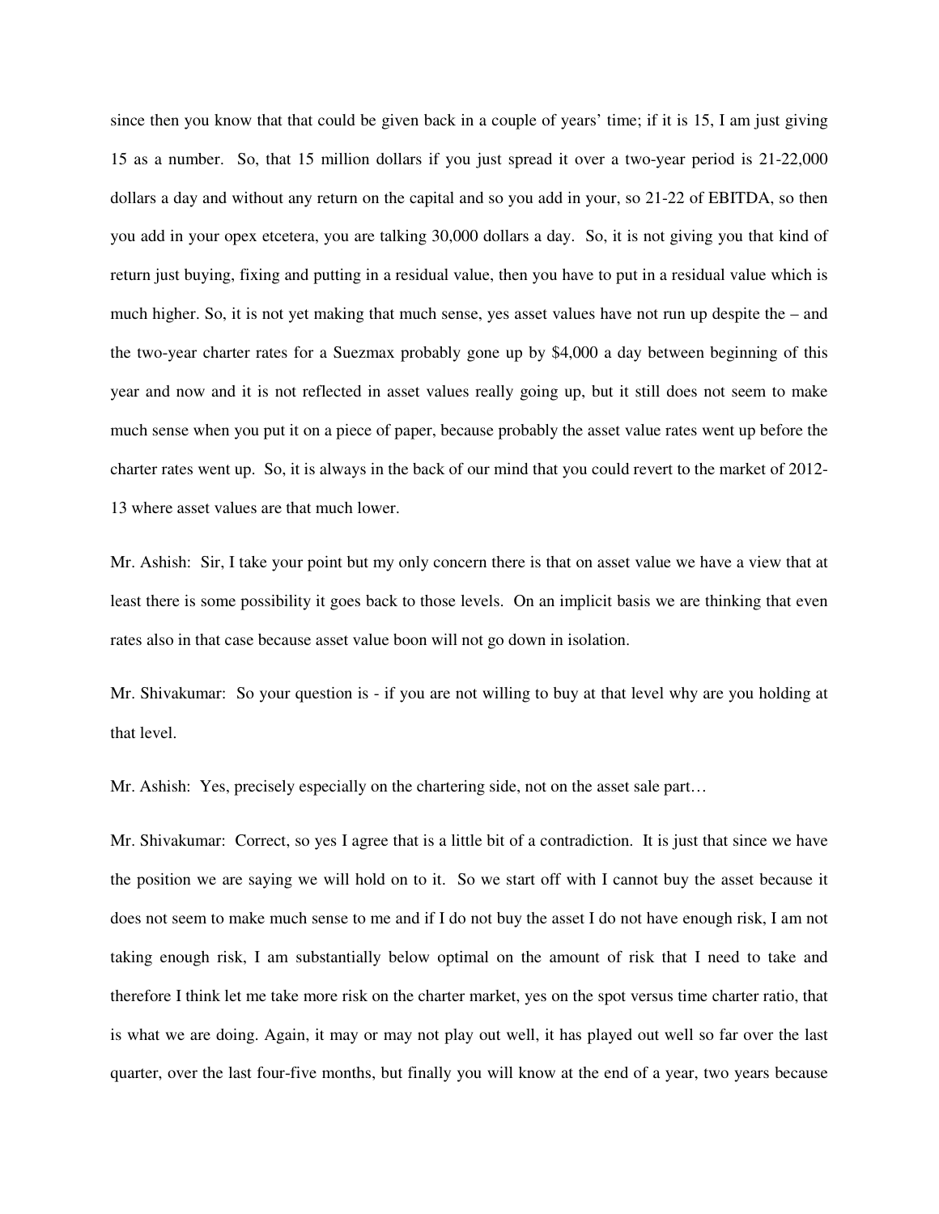since then you know that that could be given back in a couple of years' time; if it is 15, I am just giving 15 as a number. So, that 15 million dollars if you just spread it over a two-year period is 21-22,000 dollars a day and without any return on the capital and so you add in your, so 21-22 of EBITDA, so then you add in your opex etcetera, you are talking 30,000 dollars a day. So, it is not giving you that kind of return just buying, fixing and putting in a residual value, then you have to put in a residual value which is much higher. So, it is not yet making that much sense, yes asset values have not run up despite the – and the two-year charter rates for a Suezmax probably gone up by $4,000 a day between beginning of this year and now and it is not reflected in asset values really going up, but it still does not seem to make much sense when you put it on a piece of paper, because probably the asset value rates went up before the charter rates went up. So, it is always in the back of our mind that you could revert to the market of 2012-13 where asset values are that much lower.

Mr. Ashish: Sir, I take your point but my only concern there is that on asset value we have a view that at least there is some possibility it goes back to those levels. On an implicit basis we are thinking that even rates also in that case because asset value boon will not go down in isolation.

Mr. Shivakumar: So your question is - if you are not willing to buy at that level why are you holding at that level.

Mr. Ashish: Yes, precisely especially on the chartering side, not on the asset sale part…

Mr. Shivakumar: Correct, so yes I agree that is a little bit of a contradiction. It is just that since we have the position we are saying we will hold on to it. So we start off with I cannot buy the asset because it does not seem to make much sense to me and if I do not buy the asset I do not have enough risk, I am not taking enough risk, I am substantially below optimal on the amount of risk that I need to take and therefore I think let me take more risk on the charter market, yes on the spot versus time charter ratio, that is what we are doing. Again, it may or may not play out well, it has played out well so far over the last quarter, over the last four-five months, but finally you will know at the end of a year, two years because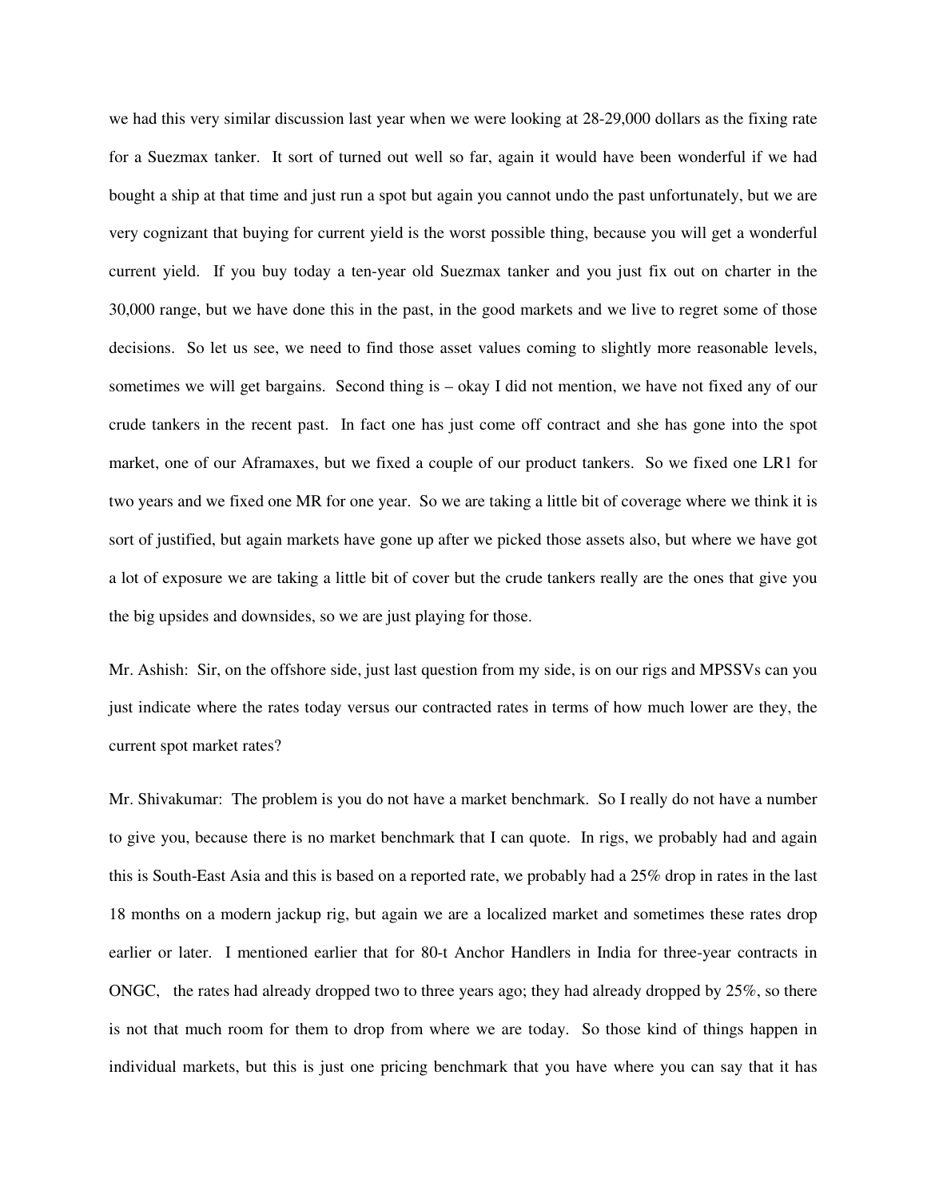we had this very similar discussion last year when we were looking at 28-29,000 dollars as the fixing rate for a Suezmax tanker. It sort of turned out well so far, again it would have been wonderful if we had bought a ship at that time and just run a spot but again you cannot undo the past unfortunately, but we are very cognizant that buying for current yield is the worst possible thing, because you will get a wonderful current yield. If you buy today a ten-year old Suezmax tanker and you just fix out on charter in the 30,000 range, but we have done this in the past, in the good markets and we live to regret some of those decisions. So let us see, we need to find those asset values coming to slightly more reasonable levels, sometimes we will get bargains. Second thing is – okay I did not mention, we have not fixed any of our crude tankers in the recent past. In fact one has just come off contract and she has gone into the spot market, one of our Aframaxes, but we fixed a couple of our product tankers. So we fixed one LR1 for two years and we fixed one MR for one year. So we are taking a little bit of coverage where we think it is sort of justified, but again markets have gone up after we picked those assets also, but where we have got a lot of exposure we are taking a little bit of cover but the crude tankers really are the ones that give you the big upsides and downsides, so we are just playing for those.

Mr. Ashish: Sir, on the offshore side, just last question from my side, is on our rigs and MPSSVs can you just indicate where the rates today versus our contracted rates in terms of how much lower are they, the current spot market rates?

Mr. Shivakumar: The problem is you do not have a market benchmark. So I really do not have a number to give you, because there is no market benchmark that I can quote. In rigs, we probably had and again this is South-East Asia and this is based on a reported rate, we probably had a 25% drop in rates in the last 18 months on a modern jackup rig, but again we are a localized market and sometimes these rates drop earlier or later. I mentioned earlier that for 80-t Anchor Handlers in India for three-year contracts in ONGC, the rates had already dropped two to three years ago; they had already dropped by 25%, so there is not that much room for them to drop from where we are today. So those kind of things happen in individual markets, but this is just one pricing benchmark that you have where you can say that it has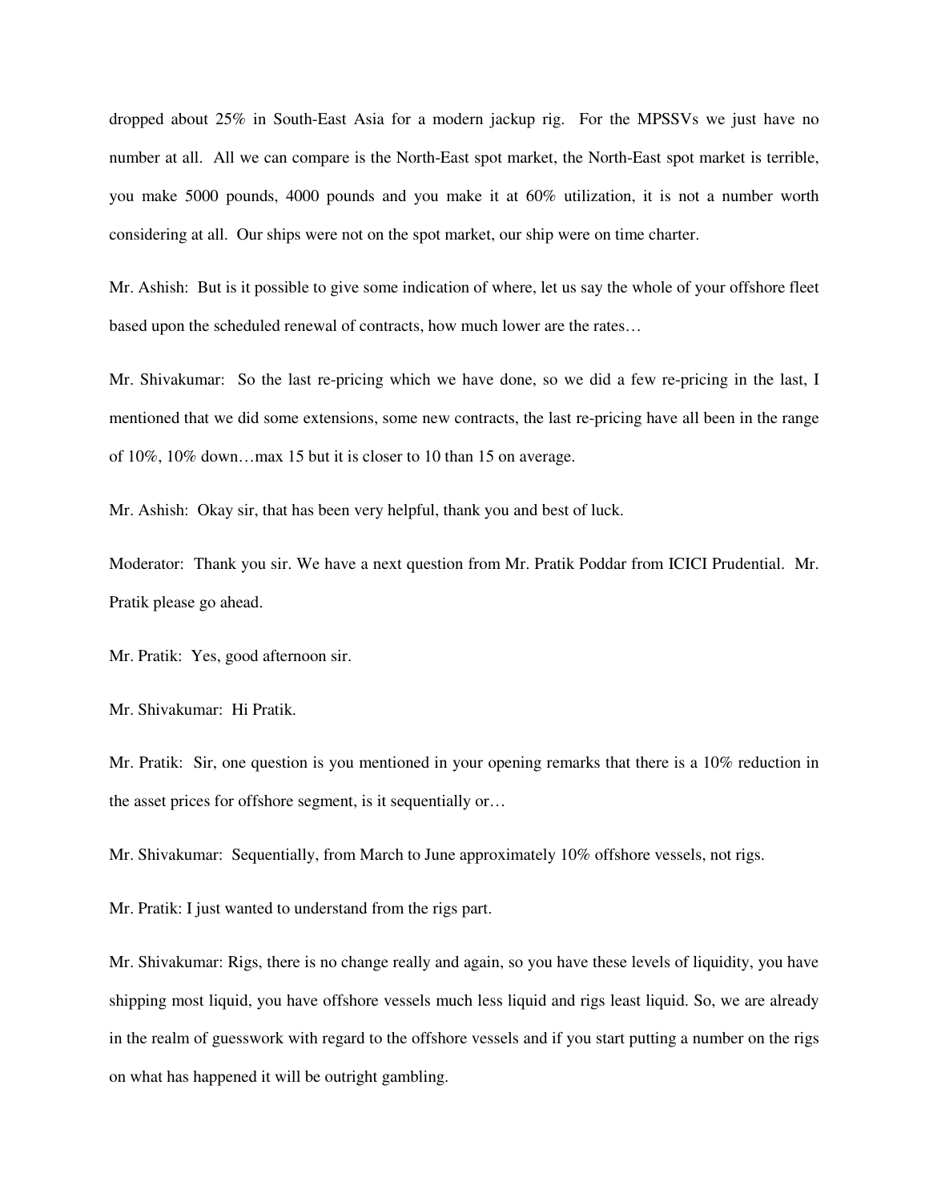dropped about 25% in South-East Asia for a modern jackup rig. For the MPSSVs we just have no number at all. All we can compare is the North-East spot market, the North-East spot market is terrible, you make 5000 pounds, 4000 pounds and you make it at 60% utilization, it is not a number worth considering at all. Our ships were not on the spot market, our ship were on time charter.

Mr. Ashish: But is it possible to give some indication of where, let us say the whole of your offshore fleet based upon the scheduled renewal of contracts, how much lower are the rates…

Mr. Shivakumar: So the last re-pricing which we have done, so we did a few re-pricing in the last, I mentioned that we did some extensions, some new contracts, the last re-pricing have all been in the range of 10%, 10% down…max 15 but it is closer to 10 than 15 on average.

Mr. Ashish: Okay sir, that has been very helpful, thank you and best of luck.

Moderator: Thank you sir. We have a next question from Mr. Pratik Poddar from ICICI Prudential. Mr. Pratik please go ahead.

Mr. Pratik: Yes, good afternoon sir.

Mr. Shivakumar: Hi Pratik.

Mr. Pratik: Sir, one question is you mentioned in your opening remarks that there is a 10% reduction in the asset prices for offshore segment, is it sequentially or…

Mr. Shivakumar: Sequentially, from March to June approximately 10% offshore vessels, not rigs.

Mr. Pratik: I just wanted to understand from the rigs part.

Mr. Shivakumar: Rigs, there is no change really and again, so you have these levels of liquidity, you have shipping most liquid, you have offshore vessels much less liquid and rigs least liquid. So, we are already in the realm of guesswork with regard to the offshore vessels and if you start putting a number on the rigs on what has happened it will be outright gambling.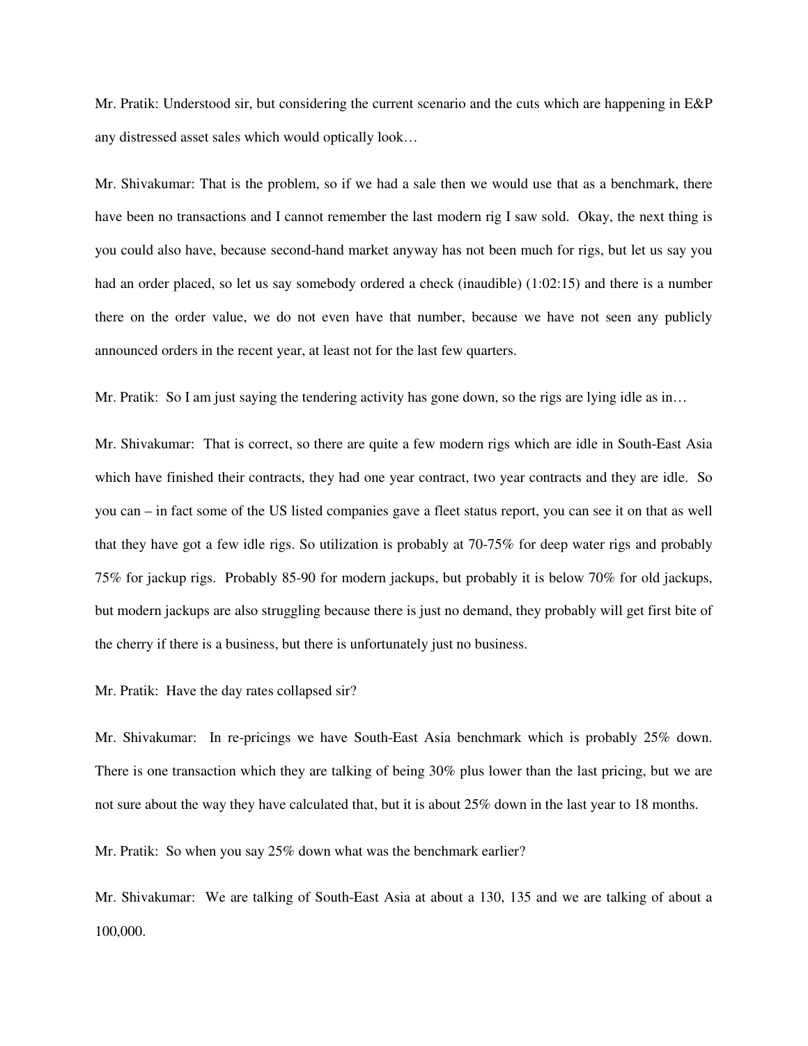Mr. Pratik: Understood sir, but considering the current scenario and the cuts which are happening in E&P any distressed asset sales which would optically look…

Mr. Shivakumar: That is the problem, so if we had a sale then we would use that as a benchmark, there have been no transactions and I cannot remember the last modern rig I saw sold. Okay, the next thing is you could also have, because second-hand market anyway has not been much for rigs, but let us say you had an order placed, so let us say somebody ordered a check (inaudible) (1:02:15) and there is a number there on the order value, we do not even have that number, because we have not seen any publicly announced orders in the recent year, at least not for the last few quarters.

Mr. Pratik: So I am just saying the tendering activity has gone down, so the rigs are lying idle as in…

Mr. Shivakumar: That is correct, so there are quite a few modern rigs which are idle in South-East Asia which have finished their contracts, they had one year contract, two year contracts and they are idle. So you can – in fact some of the US listed companies gave a fleet status report, you can see it on that as well that they have got a few idle rigs. So utilization is probably at 70-75% for deep water rigs and probably 75% for jackup rigs. Probably 85-90 for modern jackups, but probably it is below 70% for old jackups, but modern jackups are also struggling because there is just no demand, they probably will get first bite of the cherry if there is a business, but there is unfortunately just no business.

Mr. Pratik: Have the day rates collapsed sir?

Mr. Shivakumar: In re-pricings we have South-East Asia benchmark which is probably 25% down. There is one transaction which they are talking of being 30% plus lower than the last pricing, but we are not sure about the way they have calculated that, but it is about 25% down in the last year to 18 months.

Mr. Pratik: So when you say 25% down what was the benchmark earlier?

Mr. Shivakumar: We are talking of South-East Asia at about a 130, 135 and we are talking of about a 100,000.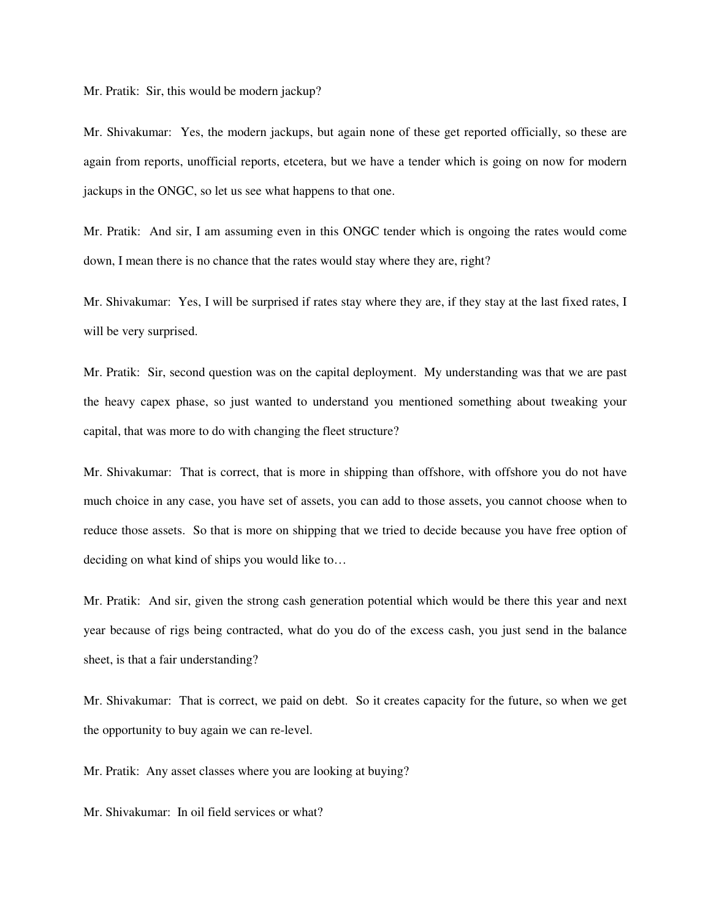Mr. Pratik: Sir, this would be modern jackup?

Mr. Shivakumar: Yes, the modern jackups, but again none of these get reported officially, so these are again from reports, unofficial reports, etcetera, but we have a tender which is going on now for modern jackups in the ONGC, so let us see what happens to that one.

Mr. Pratik: And sir, I am assuming even in this ONGC tender which is ongoing the rates would come down, I mean there is no chance that the rates would stay where they are, right?

Mr. Shivakumar: Yes, I will be surprised if rates stay where they are, if they stay at the last fixed rates, I will be very surprised.

Mr. Pratik: Sir, second question was on the capital deployment. My understanding was that we are past the heavy capex phase, so just wanted to understand you mentioned something about tweaking your capital, that was more to do with changing the fleet structure?

Mr. Shivakumar: That is correct, that is more in shipping than offshore, with offshore you do not have much choice in any case, you have set of assets, you can add to those assets, you cannot choose when to reduce those assets. So that is more on shipping that we tried to decide because you have free option of deciding on what kind of ships you would like to…

Mr. Pratik: And sir, given the strong cash generation potential which would be there this year and next year because of rigs being contracted, what do you do of the excess cash, you just send in the balance sheet, is that a fair understanding?

Mr. Shivakumar: That is correct, we paid on debt. So it creates capacity for the future, so when we get the opportunity to buy again we can re-level.

Mr. Pratik: Any asset classes where you are looking at buying?

Mr. Shivakumar: In oil field services or what?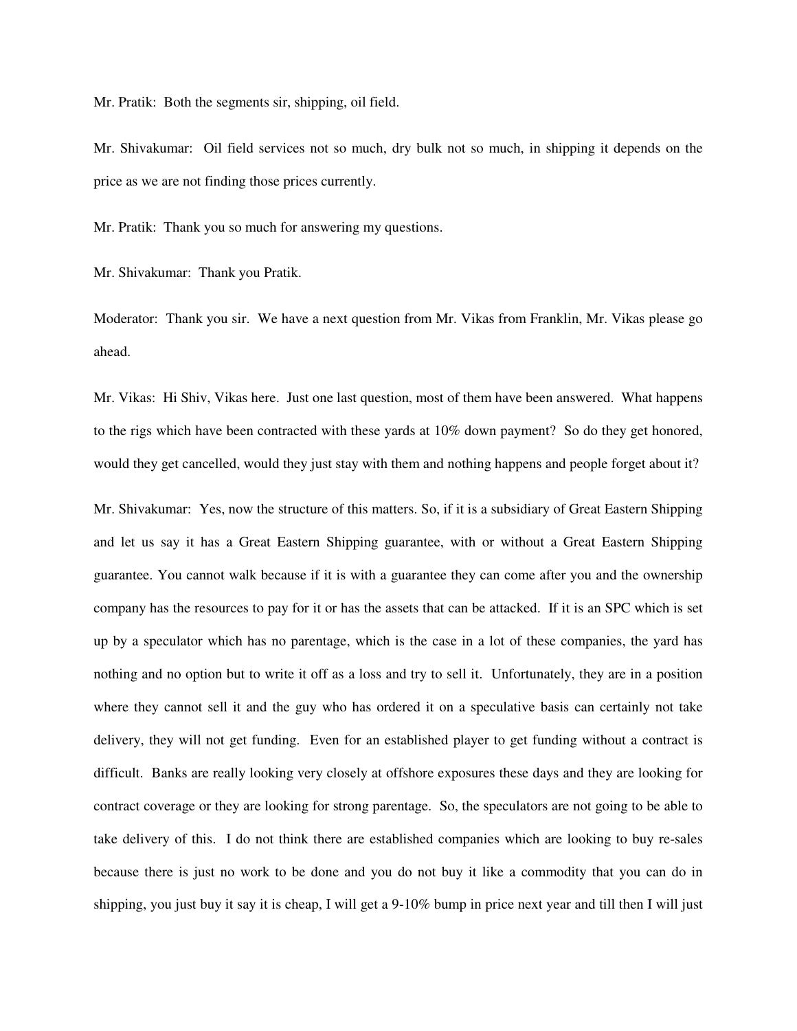Mr. Pratik: Both the segments sir, shipping, oil field.

Mr. Shivakumar: Oil field services not so much, dry bulk not so much, in shipping it depends on the price as we are not finding those prices currently.

Mr. Pratik: Thank you so much for answering my questions.

Mr. Shivakumar: Thank you Pratik.

Moderator: Thank you sir. We have a next question from Mr. Vikas from Franklin, Mr. Vikas please go ahead.

Mr. Vikas: Hi Shiv, Vikas here. Just one last question, most of them have been answered. What happens to the rigs which have been contracted with these yards at 10% down payment? So do they get honored, would they get cancelled, would they just stay with them and nothing happens and people forget about it?

Mr. Shivakumar: Yes, now the structure of this matters. So, if it is a subsidiary of Great Eastern Shipping and let us say it has a Great Eastern Shipping guarantee, with or without a Great Eastern Shipping guarantee. You cannot walk because if it is with a guarantee they can come after you and the ownership company has the resources to pay for it or has the assets that can be attacked. If it is an SPC which is set up by a speculator which has no parentage, which is the case in a lot of these companies, the yard has nothing and no option but to write it off as a loss and try to sell it. Unfortunately, they are in a position where they cannot sell it and the guy who has ordered it on a speculative basis can certainly not take delivery, they will not get funding. Even for an established player to get funding without a contract is difficult. Banks are really looking very closely at offshore exposures these days and they are looking for contract coverage or they are looking for strong parentage. So, the speculators are not going to be able to take delivery of this. I do not think there are established companies which are looking to buy re-sales because there is just no work to be done and you do not buy it like a commodity that you can do in shipping, you just buy it say it is cheap, I will get a 9-10% bump in price next year and till then I will just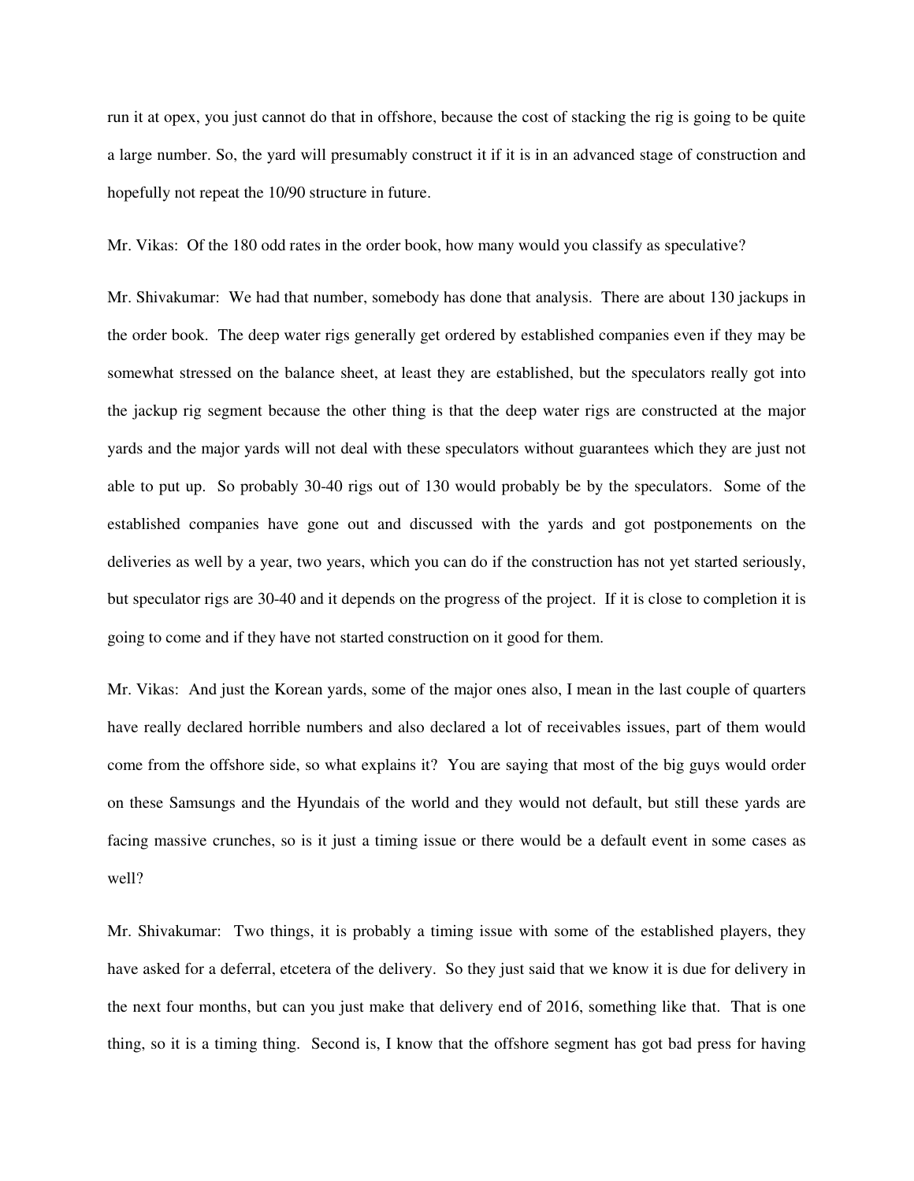run it at opex, you just cannot do that in offshore, because the cost of stacking the rig is going to be quite a large number. So, the yard will presumably construct it if it is in an advanced stage of construction and hopefully not repeat the 10/90 structure in future.

Mr. Vikas: Of the 180 odd rates in the order book, how many would you classify as speculative?

Mr. Shivakumar: We had that number, somebody has done that analysis. There are about 130 jackups in the order book. The deep water rigs generally get ordered by established companies even if they may be somewhat stressed on the balance sheet, at least they are established, but the speculators really got into the jackup rig segment because the other thing is that the deep water rigs are constructed at the major yards and the major yards will not deal with these speculators without guarantees which they are just not able to put up. So probably 30-40 rigs out of 130 would probably be by the speculators. Some of the established companies have gone out and discussed with the yards and got postponements on the deliveries as well by a year, two years, which you can do if the construction has not yet started seriously, but speculator rigs are 30-40 and it depends on the progress of the project. If it is close to completion it is going to come and if they have not started construction on it good for them.

Mr. Vikas: And just the Korean yards, some of the major ones also, I mean in the last couple of quarters have really declared horrible numbers and also declared a lot of receivables issues, part of them would come from the offshore side, so what explains it? You are saying that most of the big guys would order on these Samsungs and the Hyundais of the world and they would not default, but still these yards are facing massive crunches, so is it just a timing issue or there would be a default event in some cases as well?

Mr. Shivakumar: Two things, it is probably a timing issue with some of the established players, they have asked for a deferral, etcetera of the delivery. So they just said that we know it is due for delivery in the next four months, but can you just make that delivery end of 2016, something like that. That is one thing, so it is a timing thing. Second is, I know that the offshore segment has got bad press for having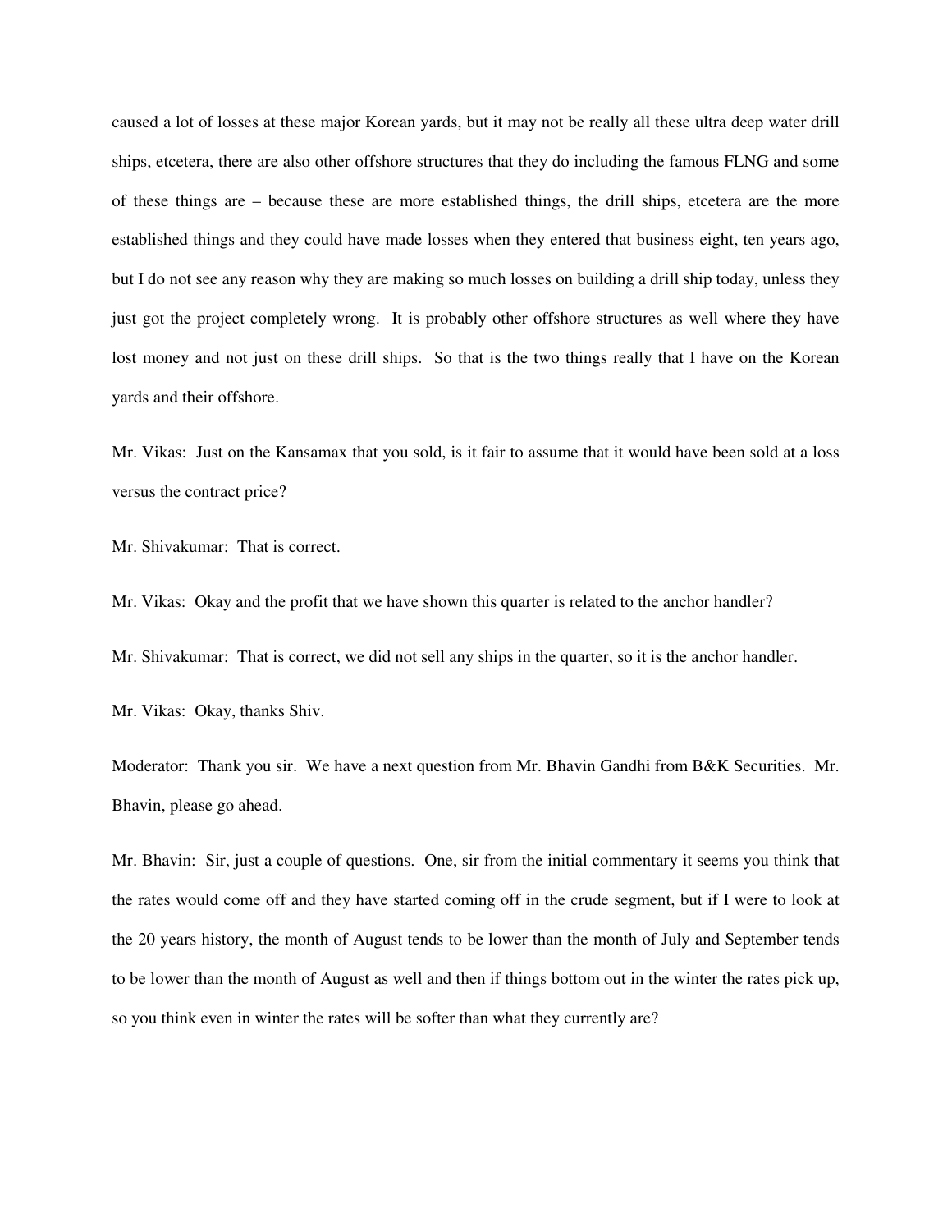caused a lot of losses at these major Korean yards, but it may not be really all these ultra deep water drill ships, etcetera, there are also other offshore structures that they do including the famous FLNG and some of these things are – because these are more established things, the drill ships, etcetera are the more established things and they could have made losses when they entered that business eight, ten years ago, but I do not see any reason why they are making so much losses on building a drill ship today, unless they just got the project completely wrong. It is probably other offshore structures as well where they have lost money and not just on these drill ships. So that is the two things really that I have on the Korean yards and their offshore.

Mr. Vikas: Just on the Kansamax that you sold, is it fair to assume that it would have been sold at a loss versus the contract price?

Mr. Shivakumar: That is correct.

Mr. Vikas: Okay and the profit that we have shown this quarter is related to the anchor handler?

Mr. Shivakumar: That is correct, we did not sell any ships in the quarter, so it is the anchor handler.

Mr. Vikas: Okay, thanks Shiv.

Moderator: Thank you sir. We have a next question from Mr. Bhavin Gandhi from B&K Securities. Mr. Bhavin, please go ahead.

Mr. Bhavin: Sir, just a couple of questions. One, sir from the initial commentary it seems you think that the rates would come off and they have started coming off in the crude segment, but if I were to look at the 20 years history, the month of August tends to be lower than the month of July and September tends to be lower than the month of August as well and then if things bottom out in the winter the rates pick up, so you think even in winter the rates will be softer than what they currently are?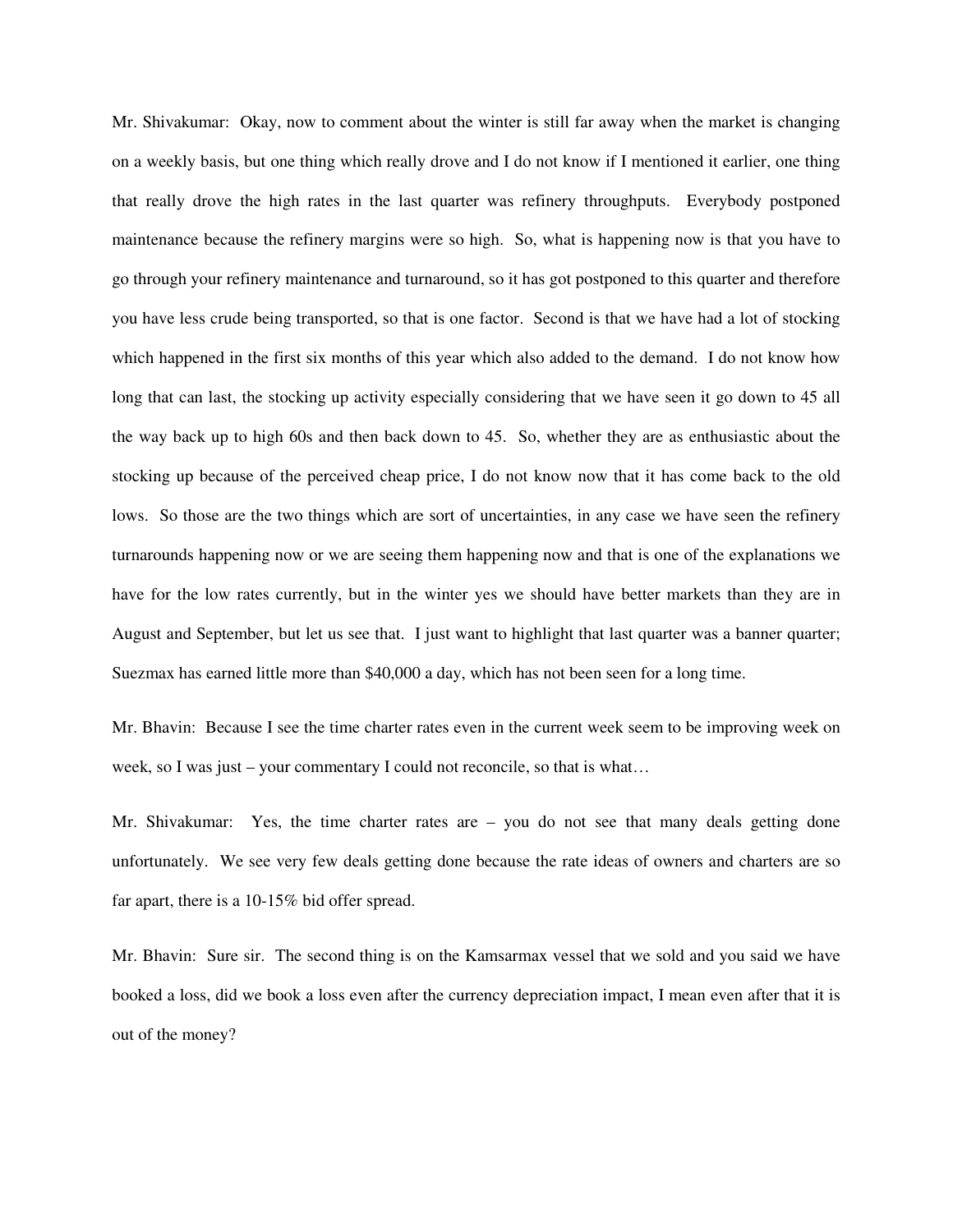Mr. Shivakumar: Okay, now to comment about the winter is still far away when the market is changing on a weekly basis, but one thing which really drove and I do not know if I mentioned it earlier, one thing that really drove the high rates in the last quarter was refinery throughputs. Everybody postponed maintenance because the refinery margins were so high. So, what is happening now is that you have to go through your refinery maintenance and turnaround, so it has got postponed to this quarter and therefore you have less crude being transported, so that is one factor. Second is that we have had a lot of stocking which happened in the first six months of this year which also added to the demand. I do not know how long that can last, the stocking up activity especially considering that we have seen it go down to 45 all the way back up to high 60s and then back down to 45. So, whether they are as enthusiastic about the stocking up because of the perceived cheap price, I do not know now that it has come back to the old lows. So those are the two things which are sort of uncertainties, in any case we have seen the refinery turnarounds happening now or we are seeing them happening now and that is one of the explanations we have for the low rates currently, but in the winter yes we should have better markets than they are in August and September, but let us see that. I just want to highlight that last quarter was a banner quarter; Suezmax has earned little more than $40,000 a day, which has not been seen for a long time.

Mr. Bhavin: Because I see the time charter rates even in the current week seem to be improving week on week, so I was just – your commentary I could not reconcile, so that is what…

Mr. Shivakumar: Yes, the time charter rates are – you do not see that many deals getting done unfortunately. We see very few deals getting done because the rate ideas of owners and charters are so far apart, there is a 10-15% bid offer spread.

Mr. Bhavin: Sure sir. The second thing is on the Kamsarmax vessel that we sold and you said we have booked a loss, did we book a loss even after the currency depreciation impact, I mean even after that it is out of the money?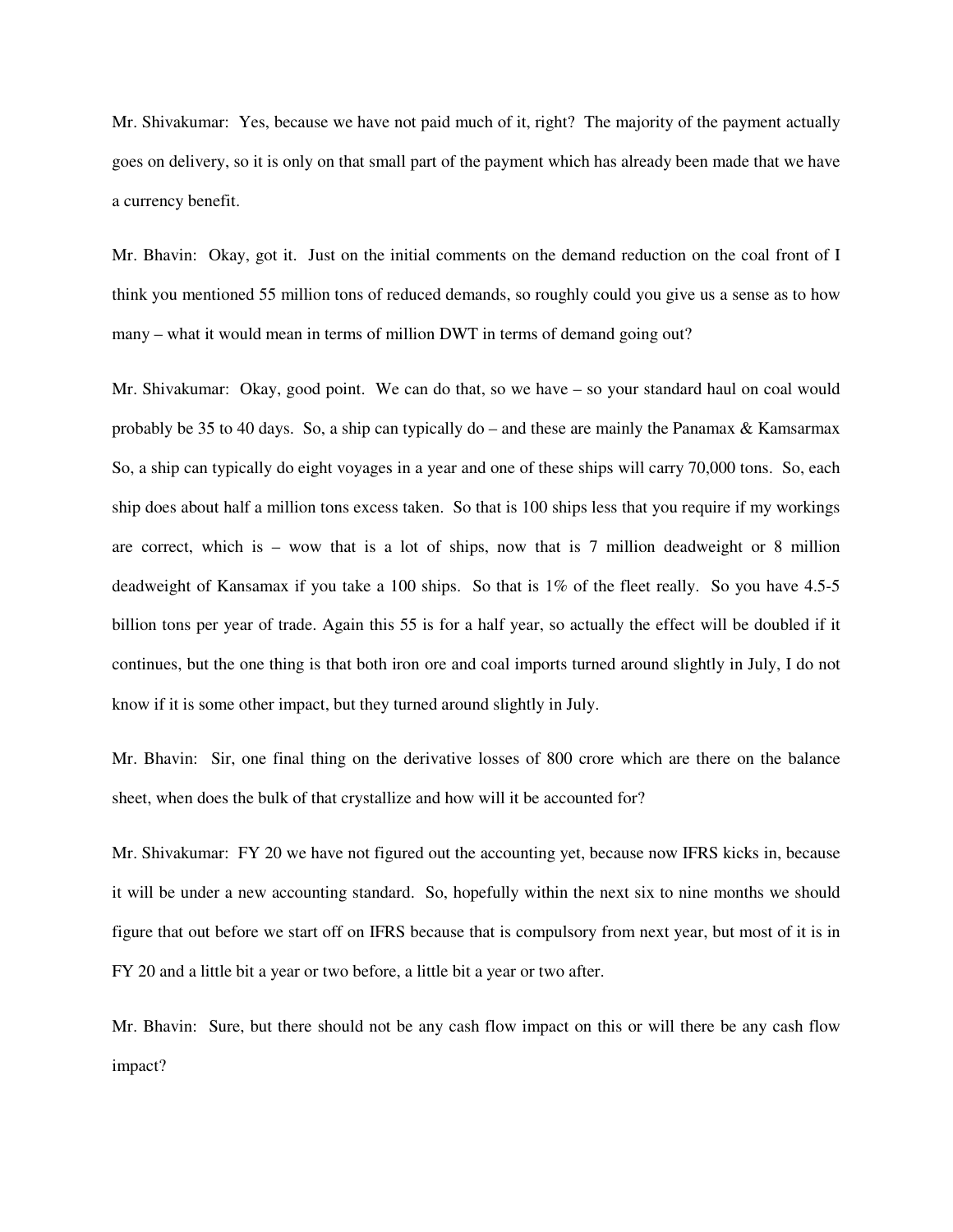Mr. Shivakumar: Yes, because we have not paid much of it, right? The majority of the payment actually goes on delivery, so it is only on that small part of the payment which has already been made that we have a currency benefit.

Mr. Bhavin: Okay, got it. Just on the initial comments on the demand reduction on the coal front of I think you mentioned 55 million tons of reduced demands, so roughly could you give us a sense as to how many – what it would mean in terms of million DWT in terms of demand going out?

Mr. Shivakumar: Okay, good point. We can do that, so we have – so your standard haul on coal would probably be 35 to 40 days. So, a ship can typically do – and these are mainly the Panamax & Kamsarmax So, a ship can typically do eight voyages in a year and one of these ships will carry 70,000 tons. So, each ship does about half a million tons excess taken. So that is 100 ships less that you require if my workings are correct, which is – wow that is a lot of ships, now that is 7 million deadweight or 8 million deadweight of Kansamax if you take a 100 ships. So that is 1% of the fleet really. So you have 4.5-5 billion tons per year of trade. Again this 55 is for a half year, so actually the effect will be doubled if it continues, but the one thing is that both iron ore and coal imports turned around slightly in July, I do not know if it is some other impact, but they turned around slightly in July.

Mr. Bhavin: Sir, one final thing on the derivative losses of 800 crore which are there on the balance sheet, when does the bulk of that crystallize and how will it be accounted for?

Mr. Shivakumar: FY 20 we have not figured out the accounting yet, because now IFRS kicks in, because it will be under a new accounting standard. So, hopefully within the next six to nine months we should figure that out before we start off on IFRS because that is compulsory from next year, but most of it is in FY 20 and a little bit a year or two before, a little bit a year or two after.

Mr. Bhavin: Sure, but there should not be any cash flow impact on this or will there be any cash flow impact?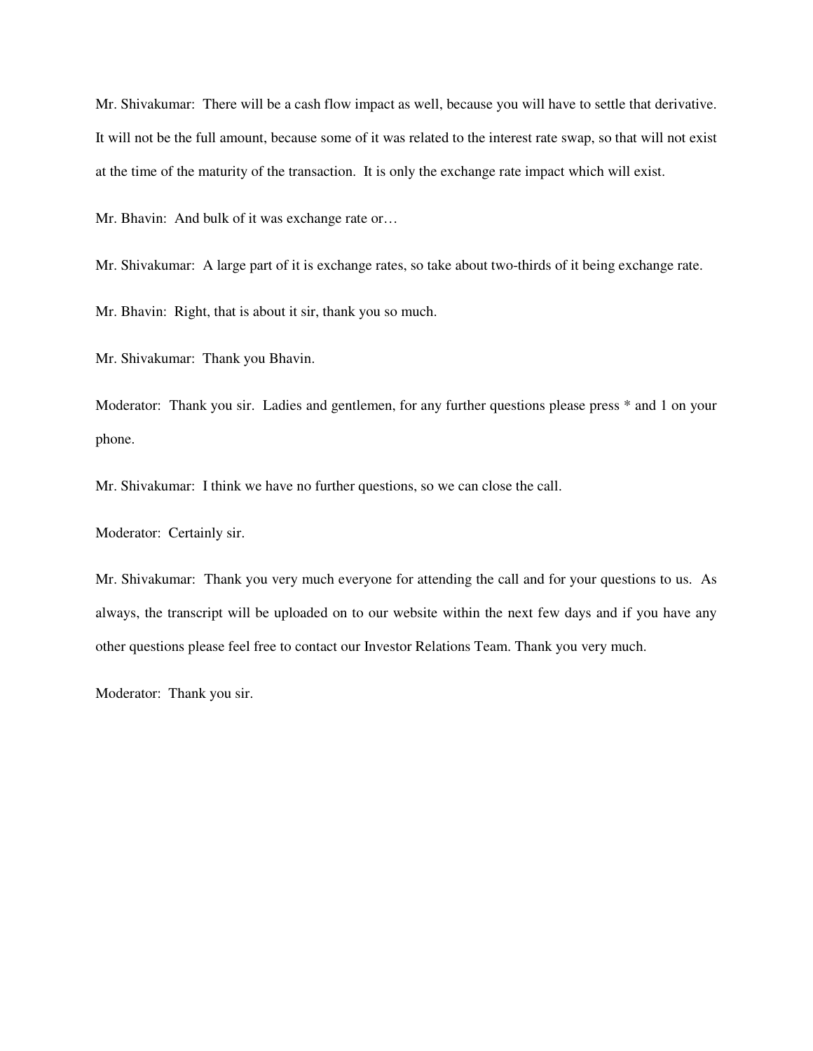Mr. Shivakumar: There will be a cash flow impact as well, because you will have to settle that derivative. It will not be the full amount, because some of it was related to the interest rate swap, so that will not exist at the time of the maturity of the transaction. It is only the exchange rate impact which will exist.

Mr. Bhavin: And bulk of it was exchange rate or…

Mr. Shivakumar: A large part of it is exchange rates, so take about two-thirds of it being exchange rate.

Mr. Bhavin: Right, that is about it sir, thank you so much.

Mr. Shivakumar: Thank you Bhavin.

Moderator: Thank you sir. Ladies and gentlemen, for any further questions please press * and 1 on your phone.

Mr. Shivakumar: I think we have no further questions, so we can close the call.

Moderator: Certainly sir.

Mr. Shivakumar: Thank you very much everyone for attending the call and for your questions to us. As always, the transcript will be uploaded on to our website within the next few days and if you have any other questions please feel free to contact our Investor Relations Team. Thank you very much.

Moderator: Thank you sir.